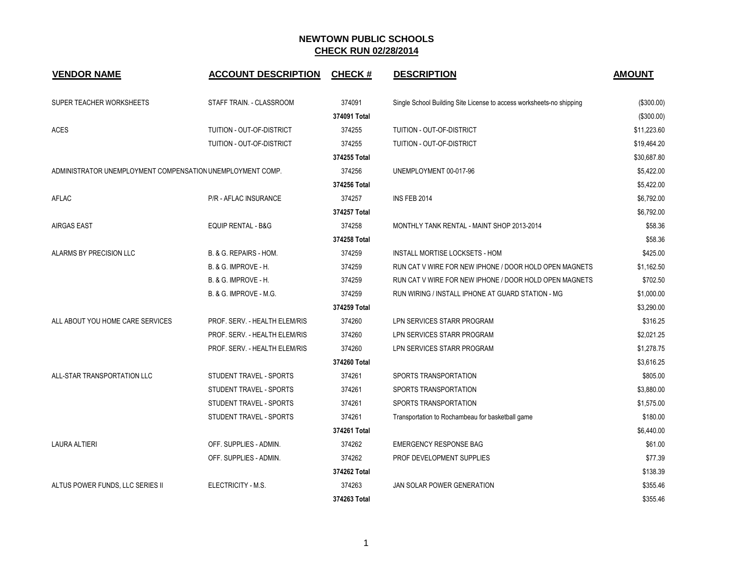# NEWTOWN PUBLIC SCHOOLS
## CHECK RUN 02/28/2014

| VENDOR NAME | ACCOUNT DESCRIPTION | CHECK # | DESCRIPTION | AMOUNT |
|---|---|---|---|---|
| SUPER TEACHER WORKSHEETS | STAFF TRAIN. - CLASSROOM | 374091 | Single School Building Site License to access worksheets-no shipping | ($300.00) |
| | | 374091 Total | | ($300.00) |
| ACES | TUITION - OUT-OF-DISTRICT | 374255 | TUITION - OUT-OF-DISTRICT | $11,223.60 |
| | TUITION - OUT-OF-DISTRICT | 374255 | TUITION - OUT-OF-DISTRICT | $19,464.20 |
| | | 374255 Total | | $30,687.80 |
| ADMINISTRATOR UNEMPLOYMENT COMPENSATION | UNEMPLOYMENT COMP. | 374256 | UNEMPLOYMENT 00-017-96 | $5,422.00 |
| | | 374256 Total | | $5,422.00 |
| AFLAC | P/R - AFLAC INSURANCE | 374257 | INS FEB 2014 | $6,792.00 |
| | | 374257 Total | | $6,792.00 |
| AIRGAS EAST | EQUIP RENTAL - B&G | 374258 | MONTHLY TANK RENTAL - MAINT SHOP 2013-2014 | $58.36 |
| | | 374258 Total | | $58.36 |
| ALARMS BY PRECISION LLC | B. & G. REPAIRS - HOM. | 374259 | INSTALL MORTISE LOCKSETS - HOM | $425.00 |
| | B. & G. IMPROVE - H. | 374259 | RUN CAT V WIRE FOR NEW IPHONE / DOOR HOLD OPEN MAGNETS | $1,162.50 |
| | B. & G. IMPROVE - H. | 374259 | RUN CAT V WIRE FOR NEW IPHONE / DOOR HOLD OPEN MAGNETS | $702.50 |
| | B. & G. IMPROVE - M.G. | 374259 | RUN WIRING / INSTALL IPHONE AT GUARD STATION - MG | $1,000.00 |
| | | 374259 Total | | $3,290.00 |
| ALL ABOUT YOU HOME CARE SERVICES | PROF. SERV. - HEALTH ELEM/RIS | 374260 | LPN SERVICES STARR PROGRAM | $316.25 |
| | PROF. SERV. - HEALTH ELEM/RIS | 374260 | LPN SERVICES STARR PROGRAM | $2,021.25 |
| | PROF. SERV. - HEALTH ELEM/RIS | 374260 | LPN SERVICES STARR PROGRAM | $1,278.75 |
| | | 374260 Total | | $3,616.25 |
| ALL-STAR TRANSPORTATION LLC | STUDENT TRAVEL - SPORTS | 374261 | SPORTS TRANSPORTATION | $805.00 |
| | STUDENT TRAVEL - SPORTS | 374261 | SPORTS TRANSPORTATION | $3,880.00 |
| | STUDENT TRAVEL - SPORTS | 374261 | SPORTS TRANSPORTATION | $1,575.00 |
| | STUDENT TRAVEL - SPORTS | 374261 | Transportation to Rochambeau for basketball game | $180.00 |
| | | 374261 Total | | $6,440.00 |
| LAURA ALTIERI | OFF. SUPPLIES - ADMIN. | 374262 | EMERGENCY RESPONSE BAG | $61.00 |
| | OFF. SUPPLIES - ADMIN. | 374262 | PROF DEVELOPMENT SUPPLIES | $77.39 |
| | | 374262 Total | | $138.39 |
| ALTUS POWER FUNDS, LLC SERIES II | ELECTRICITY - M.S. | 374263 | JAN SOLAR POWER GENERATION | $355.46 |
| | | 374263 Total | | $355.46 |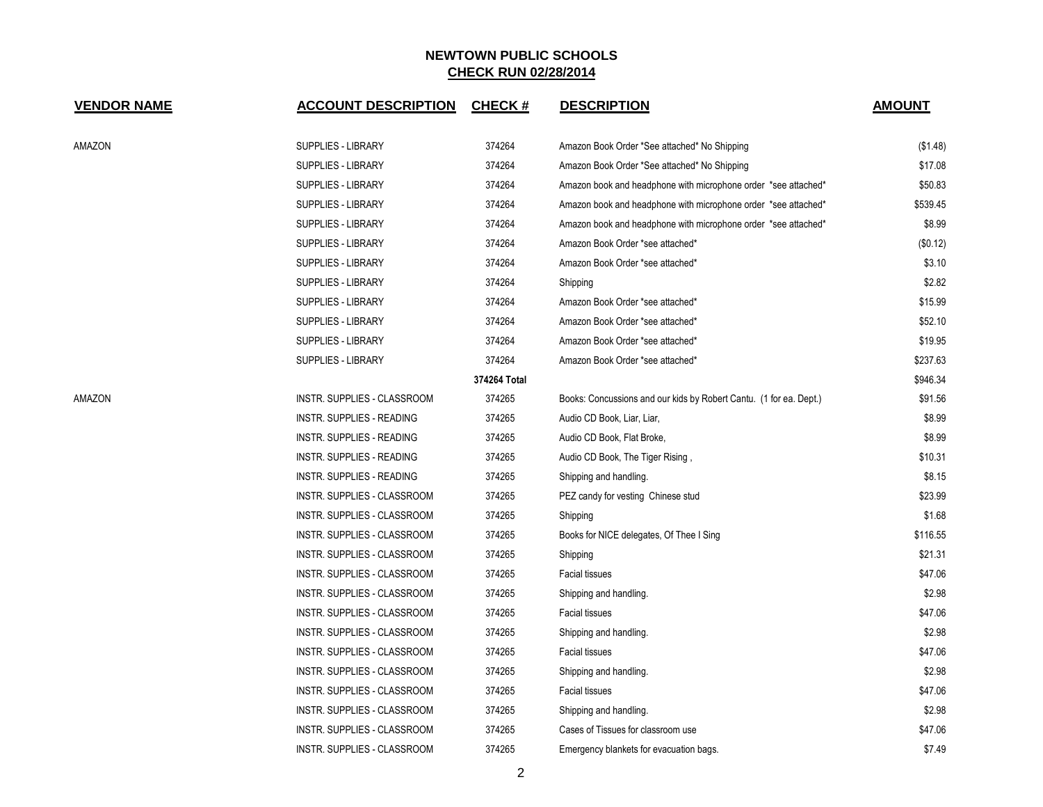**NEWTOWN PUBLIC SCHOOLS**
**CHECK RUN 02/28/2014**

| VENDOR NAME | ACCOUNT DESCRIPTION | CHECK # | DESCRIPTION | AMOUNT |
|---|---|---|---|---|
| AMAZON | SUPPLIES - LIBRARY | 374264 | Amazon Book Order *See attached* No Shipping | ($1.48) |
| | SUPPLIES - LIBRARY | 374264 | Amazon Book Order *See attached* No Shipping | $17.08 |
| | SUPPLIES - LIBRARY | 374264 | Amazon book and headphone with microphone order *see attached* | $50.83 |
| | SUPPLIES - LIBRARY | 374264 | Amazon book and headphone with microphone order *see attached* | $539.45 |
| | SUPPLIES - LIBRARY | 374264 | Amazon book and headphone with microphone order *see attached* | $8.99 |
| | SUPPLIES - LIBRARY | 374264 | Amazon Book Order *see attached* | ($0.12) |
| | SUPPLIES - LIBRARY | 374264 | Amazon Book Order *see attached* | $3.10 |
| | SUPPLIES - LIBRARY | 374264 | Shipping | $2.82 |
| | SUPPLIES - LIBRARY | 374264 | Amazon Book Order *see attached* | $15.99 |
| | SUPPLIES - LIBRARY | 374264 | Amazon Book Order *see attached* | $52.10 |
| | SUPPLIES - LIBRARY | 374264 | Amazon Book Order *see attached* | $19.95 |
| | SUPPLIES - LIBRARY | 374264 | Amazon Book Order *see attached* | $237.63 |
| | | **374264 Total** | | $946.34 |
| AMAZON | INSTR. SUPPLIES - CLASSROOM | 374265 | Books: Concussions and our kids by Robert Cantu. (1 for ea. Dept.) | $91.56 |
| | INSTR. SUPPLIES - READING | 374265 | Audio CD Book, Liar, Liar, | $8.99 |
| | INSTR. SUPPLIES - READING | 374265 | Audio CD Book, Flat Broke, | $8.99 |
| | INSTR. SUPPLIES - READING | 374265 | Audio CD Book, The Tiger Rising , | $10.31 |
| | INSTR. SUPPLIES - READING | 374265 | Shipping and handling. | $8.15 |
| | INSTR. SUPPLIES - CLASSROOM | 374265 | PEZ candy for vesting Chinese stud | $23.99 |
| | INSTR. SUPPLIES - CLASSROOM | 374265 | Shipping | $1.68 |
| | INSTR. SUPPLIES - CLASSROOM | 374265 | Books for NICE delegates, Of Thee I Sing | $116.55 |
| | INSTR. SUPPLIES - CLASSROOM | 374265 | Shipping | $21.31 |
| | INSTR. SUPPLIES - CLASSROOM | 374265 | Facial tissues | $47.06 |
| | INSTR. SUPPLIES - CLASSROOM | 374265 | Shipping and handling. | $2.98 |
| | INSTR. SUPPLIES - CLASSROOM | 374265 | Facial tissues | $47.06 |
| | INSTR. SUPPLIES - CLASSROOM | 374265 | Shipping and handling. | $2.98 |
| | INSTR. SUPPLIES - CLASSROOM | 374265 | Facial tissues | $47.06 |
| | INSTR. SUPPLIES - CLASSROOM | 374265 | Shipping and handling. | $2.98 |
| | INSTR. SUPPLIES - CLASSROOM | 374265 | Facial tissues | $47.06 |
| | INSTR. SUPPLIES - CLASSROOM | 374265 | Shipping and handling. | $2.98 |
| | INSTR. SUPPLIES - CLASSROOM | 374265 | Cases of Tissues for classroom use | $47.06 |
| | INSTR. SUPPLIES - CLASSROOM | 374265 | Emergency blankets for evacuation bags. | $7.49 |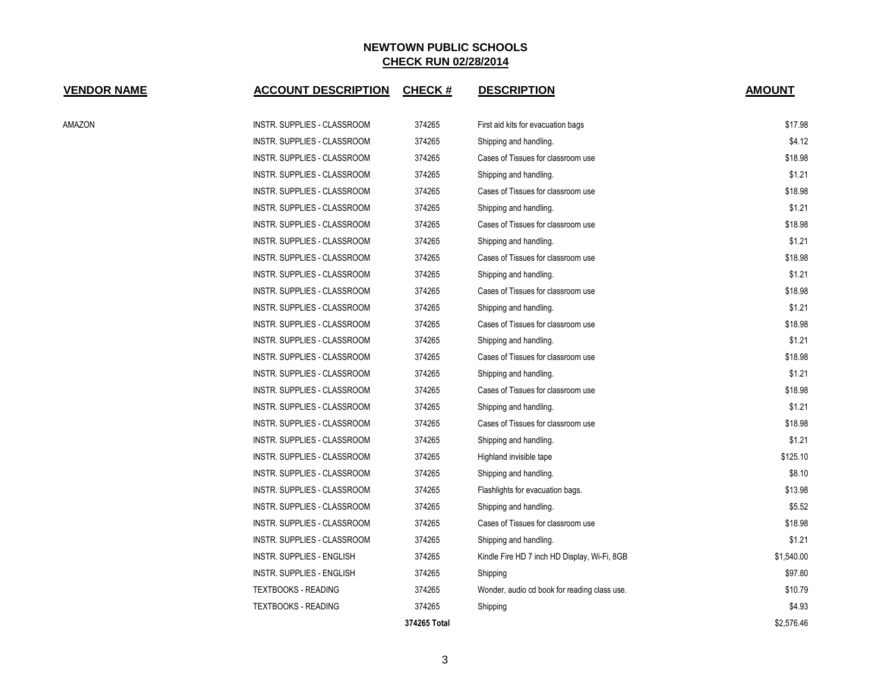## NEWTOWN PUBLIC SCHOOLS
## CHECK RUN 02/28/2014

| VENDOR NAME | ACCOUNT DESCRIPTION | CHECK # | DESCRIPTION | AMOUNT |
|---|---|---|---|---|
| AMAZON | INSTR. SUPPLIES - CLASSROOM | 374265 | First aid kits for evacuation bags | $17.98 |
| | INSTR. SUPPLIES - CLASSROOM | 374265 | Shipping and handling. | $4.12 |
| | INSTR. SUPPLIES - CLASSROOM | 374265 | Cases of Tissues for classroom use | $18.98 |
| | INSTR. SUPPLIES - CLASSROOM | 374265 | Shipping and handling. | $1.21 |
| | INSTR. SUPPLIES - CLASSROOM | 374265 | Cases of Tissues for classroom use | $18.98 |
| | INSTR. SUPPLIES - CLASSROOM | 374265 | Shipping and handling. | $1.21 |
| | INSTR. SUPPLIES - CLASSROOM | 374265 | Cases of Tissues for classroom use | $18.98 |
| | INSTR. SUPPLIES - CLASSROOM | 374265 | Shipping and handling. | $1.21 |
| | INSTR. SUPPLIES - CLASSROOM | 374265 | Cases of Tissues for classroom use | $18.98 |
| | INSTR. SUPPLIES - CLASSROOM | 374265 | Shipping and handling. | $1.21 |
| | INSTR. SUPPLIES - CLASSROOM | 374265 | Cases of Tissues for classroom use | $18.98 |
| | INSTR. SUPPLIES - CLASSROOM | 374265 | Shipping and handling. | $1.21 |
| | INSTR. SUPPLIES - CLASSROOM | 374265 | Cases of Tissues for classroom use | $18.98 |
| | INSTR. SUPPLIES - CLASSROOM | 374265 | Shipping and handling. | $1.21 |
| | INSTR. SUPPLIES - CLASSROOM | 374265 | Cases of Tissues for classroom use | $18.98 |
| | INSTR. SUPPLIES - CLASSROOM | 374265 | Shipping and handling. | $1.21 |
| | INSTR. SUPPLIES - CLASSROOM | 374265 | Cases of Tissues for classroom use | $18.98 |
| | INSTR. SUPPLIES - CLASSROOM | 374265 | Shipping and handling. | $1.21 |
| | INSTR. SUPPLIES - CLASSROOM | 374265 | Cases of Tissues for classroom use | $18.98 |
| | INSTR. SUPPLIES - CLASSROOM | 374265 | Shipping and handling. | $1.21 |
| | INSTR. SUPPLIES - CLASSROOM | 374265 | Highland invisible tape | $125.10 |
| | INSTR. SUPPLIES - CLASSROOM | 374265 | Shipping and handling. | $8.10 |
| | INSTR. SUPPLIES - CLASSROOM | 374265 | Flashlights for evacuation bags. | $13.98 |
| | INSTR. SUPPLIES - CLASSROOM | 374265 | Shipping and handling. | $5.52 |
| | INSTR. SUPPLIES - CLASSROOM | 374265 | Cases of Tissues for classroom use | $18.98 |
| | INSTR. SUPPLIES - CLASSROOM | 374265 | Shipping and handling. | $1.21 |
| | INSTR. SUPPLIES - ENGLISH | 374265 | Kindle Fire HD 7 inch HD Display, Wi-Fi, 8GB | $1,540.00 |
| | INSTR. SUPPLIES - ENGLISH | 374265 | Shipping | $97.80 |
| | TEXTBOOKS - READING | 374265 | Wonder, audio cd book for reading class use. | $10.79 |
| | TEXTBOOKS - READING | 374265 | Shipping | $4.93 |
| | | **374265 Total** | | $2,576.46 |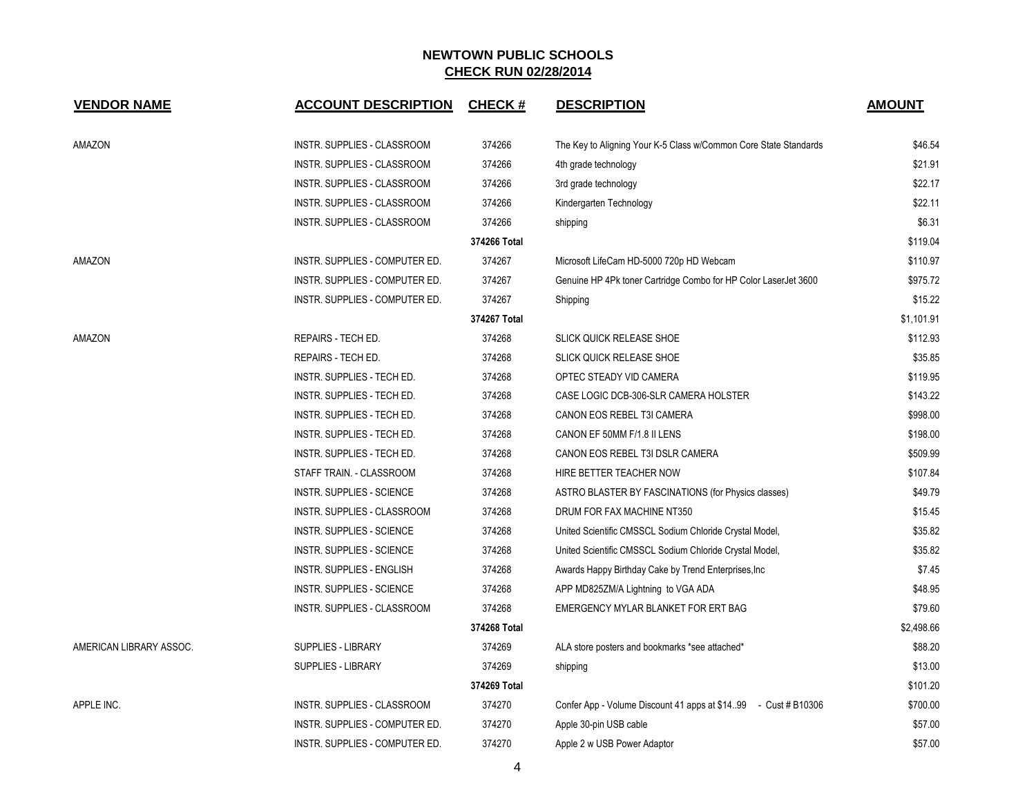# NEWTOWN PUBLIC SCHOOLS

## CHECK RUN 02/28/2014

| VENDOR NAME | ACCOUNT DESCRIPTION | CHECK # | DESCRIPTION | AMOUNT |
|---|---|---|---|---|
| AMAZON | INSTR. SUPPLIES - CLASSROOM | 374266 | The Key to Aligning Your K-5 Class w/Common Core State Standards | $46.54 |
| | INSTR. SUPPLIES - CLASSROOM | 374266 | 4th grade technology | $21.91 |
| | INSTR. SUPPLIES - CLASSROOM | 374266 | 3rd grade technology | $22.17 |
| | INSTR. SUPPLIES - CLASSROOM | 374266 | Kindergarten Technology | $22.11 |
| | INSTR. SUPPLIES - CLASSROOM | 374266 | shipping | $6.31 |
| | | **374266 Total** | | $119.04 |
| AMAZON | INSTR. SUPPLIES - COMPUTER ED. | 374267 | Microsoft LifeCam HD-5000 720p HD Webcam | $110.97 |
| | INSTR. SUPPLIES - COMPUTER ED. | 374267 | Genuine HP 4Pk toner Cartridge Combo for HP Color LaserJet 3600 | $975.72 |
| | INSTR. SUPPLIES - COMPUTER ED. | 374267 | Shipping | $15.22 |
| | | **374267 Total** | | $1,101.91 |
| AMAZON | REPAIRS - TECH ED. | 374268 | SLICK QUICK RELEASE SHOE | $112.93 |
| | REPAIRS - TECH ED. | 374268 | SLICK QUICK RELEASE SHOE | $35.85 |
| | INSTR. SUPPLIES - TECH ED. | 374268 | OPTEC STEADY VID CAMERA | $119.95 |
| | INSTR. SUPPLIES - TECH ED. | 374268 | CASE LOGIC DCB-306-SLR CAMERA HOLSTER | $143.22 |
| | INSTR. SUPPLIES - TECH ED. | 374268 | CANON EOS REBEL T3I CAMERA | $998.00 |
| | INSTR. SUPPLIES - TECH ED. | 374268 | CANON EF 50MM F/1.8 II LENS | $198.00 |
| | INSTR. SUPPLIES - TECH ED. | 374268 | CANON EOS REBEL T3I DSLR CAMERA | $509.99 |
| | STAFF TRAIN. - CLASSROOM | 374268 | HIRE BETTER TEACHER NOW | $107.84 |
| | INSTR. SUPPLIES - SCIENCE | 374268 | ASTRO BLASTER BY FASCINATIONS (for Physics classes) | $49.79 |
| | INSTR. SUPPLIES - CLASSROOM | 374268 | DRUM FOR FAX MACHINE NT350 | $15.45 |
| | INSTR. SUPPLIES - SCIENCE | 374268 | United Scientific CMSSCL Sodium Chloride Crystal Model, | $35.82 |
| | INSTR. SUPPLIES - SCIENCE | 374268 | United Scientific CMSSCL Sodium Chloride Crystal Model, | $35.82 |
| | INSTR. SUPPLIES - ENGLISH | 374268 | Awards Happy Birthday Cake by Trend Enterprises,Inc | $7.45 |
| | INSTR. SUPPLIES - SCIENCE | 374268 | APP MD825ZM/A Lightning to VGA ADA | $48.95 |
| | INSTR. SUPPLIES - CLASSROOM | 374268 | EMERGENCY MYLAR BLANKET FOR ERT BAG | $79.60 |
| | | **374268 Total** | | $2,498.66 |
| AMERICAN LIBRARY ASSOC. | SUPPLIES - LIBRARY | 374269 | ALA store posters and bookmarks *see attached* | $88.20 |
| | SUPPLIES - LIBRARY | 374269 | shipping | $13.00 |
| | | **374269 Total** | | $101.20 |
| APPLE INC. | INSTR. SUPPLIES - CLASSROOM | 374270 | Confer App - Volume Discount 41 apps at $14..99 - Cust # B10306 | $700.00 |
| | INSTR. SUPPLIES - COMPUTER ED. | 374270 | Apple 30-pin USB cable | $57.00 |
| | INSTR. SUPPLIES - COMPUTER ED. | 374270 | Apple 2 w USB Power Adaptor | $57.00 |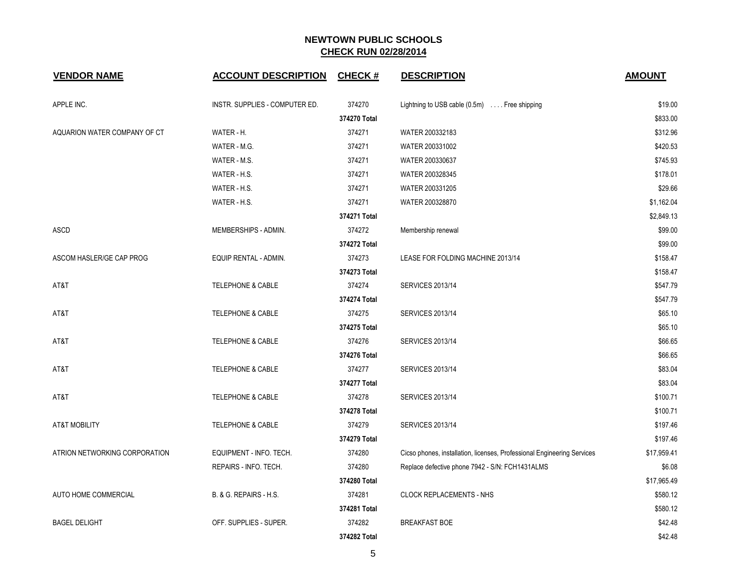## NEWTOWN PUBLIC SCHOOLS
## CHECK RUN 02/28/2014

| VENDOR NAME | ACCOUNT DESCRIPTION | CHECK # | DESCRIPTION | AMOUNT |
|---|---|---|---|---|
| APPLE INC. | INSTR. SUPPLIES - COMPUTER ED. | 374270 | Lightning to USB cable (0.5m) . . . . Free shipping | $19.00 |
| | | **374270 Total** | | $833.00 |
| AQUARION WATER COMPANY OF CT | WATER - H. | 374271 | WATER 200332183 | $312.96 |
| | WATER - M.G. | 374271 | WATER 200331002 | $420.53 |
| | WATER - M.S. | 374271 | WATER 200330637 | $745.93 |
| | WATER - H.S. | 374271 | WATER 200328345 | $178.01 |
| | WATER - H.S. | 374271 | WATER 200331205 | $29.66 |
| | WATER - H.S. | 374271 | WATER 200328870 | $1,162.04 |
| | | **374271 Total** | | $2,849.13 |
| ASCD | MEMBERSHIPS - ADMIN. | 374272 | Membership renewal | $99.00 |
| | | **374272 Total** | | $99.00 |
| ASCOM HASLER/GE CAP PROG | EQUIP RENTAL - ADMIN. | 374273 | LEASE FOR FOLDING MACHINE 2013/14 | $158.47 |
| | | **374273 Total** | | $158.47 |
| AT&T | TELEPHONE & CABLE | 374274 | SERVICES 2013/14 | $547.79 |
| | | **374274 Total** | | $547.79 |
| AT&T | TELEPHONE & CABLE | 374275 | SERVICES 2013/14 | $65.10 |
| | | **374275 Total** | | $65.10 |
| AT&T | TELEPHONE & CABLE | 374276 | SERVICES 2013/14 | $66.65 |
| | | **374276 Total** | | $66.65 |
| AT&T | TELEPHONE & CABLE | 374277 | SERVICES 2013/14 | $83.04 |
| | | **374277 Total** | | $83.04 |
| AT&T | TELEPHONE & CABLE | 374278 | SERVICES 2013/14 | $100.71 |
| | | **374278 Total** | | $100.71 |
| AT&T MOBILITY | TELEPHONE & CABLE | 374279 | SERVICES 2013/14 | $197.46 |
| | | **374279 Total** | | $197.46 |
| ATRION NETWORKING CORPORATION | EQUIPMENT - INFO. TECH. | 374280 | Cicso phones, installation, licenses, Professional Engineering Services | $17,959.41 |
| | REPAIRS - INFO. TECH. | 374280 | Replace defective phone 7942 - S/N: FCH1431ALMS | $6.08 |
| | | **374280 Total** | | $17,965.49 |
| AUTO HOME COMMERCIAL | B. & G. REPAIRS - H.S. | 374281 | CLOCK REPLACEMENTS - NHS | $580.12 |
| | | **374281 Total** | | $580.12 |
| BAGEL DELIGHT | OFF. SUPPLIES - SUPER. | 374282 | BREAKFAST BOE | $42.48 |
| | | **374282 Total** | | $42.48 |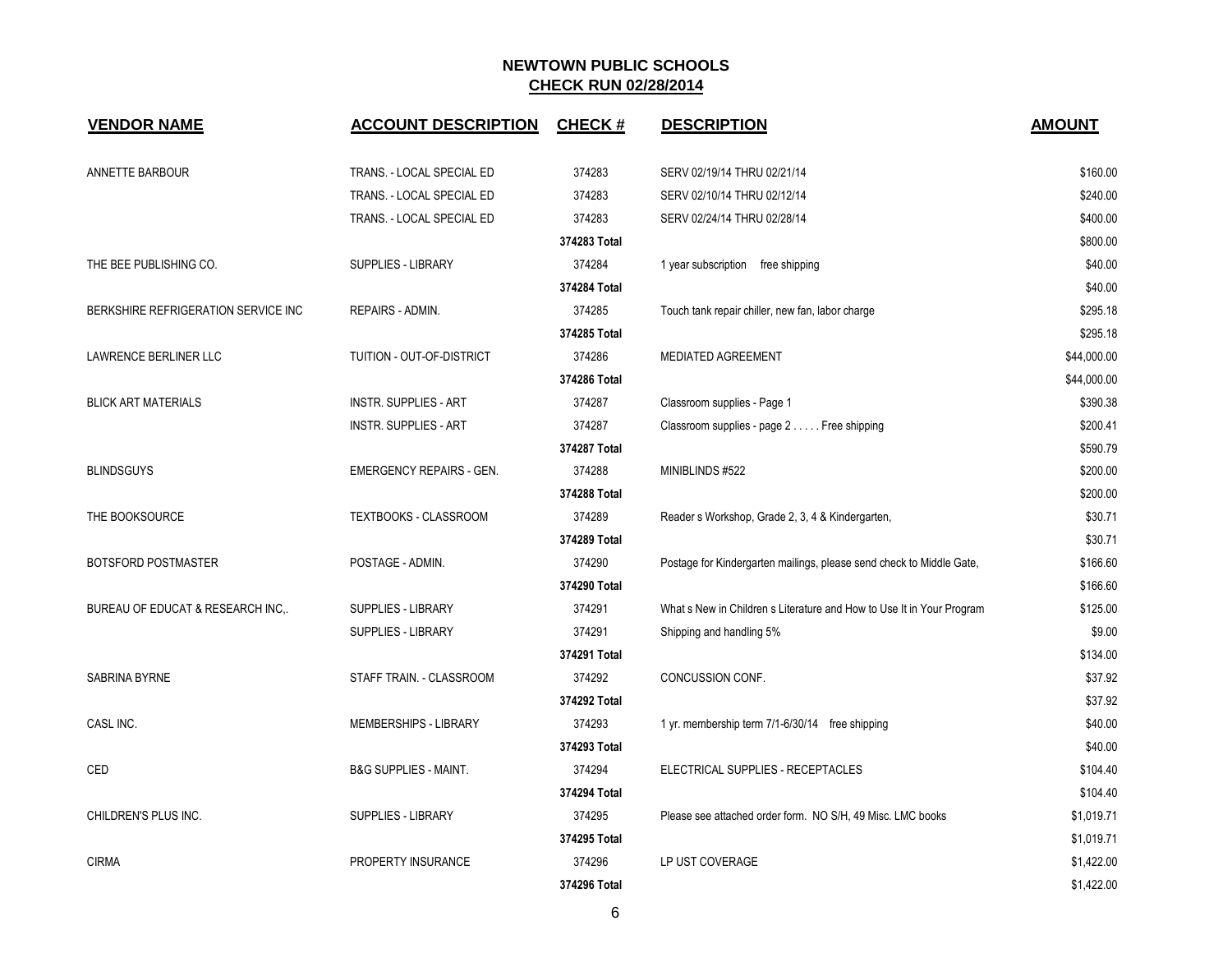## NEWTOWN PUBLIC SCHOOLS
## CHECK RUN 02/28/2014

| VENDOR NAME | ACCOUNT DESCRIPTION | CHECK # | DESCRIPTION | AMOUNT |
|---|---|---|---|---|
| ANNETTE BARBOUR | TRANS. - LOCAL SPECIAL ED | 374283 | SERV 02/19/14 THRU 02/21/14 | $160.00 |
| | TRANS. - LOCAL SPECIAL ED | 374283 | SERV 02/10/14 THRU 02/12/14 | $240.00 |
| | TRANS. - LOCAL SPECIAL ED | 374283 | SERV 02/24/14 THRU 02/28/14 | $400.00 |
| | | **374283 Total** | | $800.00 |
| THE BEE PUBLISHING CO. | SUPPLIES - LIBRARY | 374284 | 1 year subscription free shipping | $40.00 |
| | | **374284 Total** | | $40.00 |
| BERKSHIRE REFRIGERATION SERVICE INC | REPAIRS - ADMIN. | 374285 | Touch tank repair chiller, new fan, labor charge | $295.18 |
| | | **374285 Total** | | $295.18 |
| LAWRENCE BERLINER LLC | TUITION - OUT-OF-DISTRICT | 374286 | MEDIATED AGREEMENT | $44,000.00 |
| | | **374286 Total** | | $44,000.00 |
| BLICK ART MATERIALS | INSTR. SUPPLIES - ART | 374287 | Classroom supplies - Page 1 | $390.38 |
| | INSTR. SUPPLIES - ART | 374287 | Classroom supplies - page 2 . . . . . Free shipping | $200.41 |
| | | **374287 Total** | | $590.79 |
| BLINDSGUYS | EMERGENCY REPAIRS - GEN. | 374288 | MINIBLINDS #522 | $200.00 |
| | | **374288 Total** | | $200.00 |
| THE BOOKSOURCE | TEXTBOOKS - CLASSROOM | 374289 | Reader s Workshop, Grade 2, 3, 4 & Kindergarten, | $30.71 |
| | | **374289 Total** | | $30.71 |
| BOTSFORD POSTMASTER | POSTAGE - ADMIN. | 374290 | Postage for Kindergarten mailings, please send check to Middle Gate, | $166.60 |
| | | **374290 Total** | | $166.60 |
| BUREAU OF EDUCAT & RESEARCH INC,. | SUPPLIES - LIBRARY | 374291 | What s New in Children s Literature and How to Use It in Your Program | $125.00 |
| | SUPPLIES - LIBRARY | 374291 | Shipping and handling 5% | $9.00 |
| | | **374291 Total** | | $134.00 |
| SABRINA BYRNE | STAFF TRAIN. - CLASSROOM | 374292 | CONCUSSION CONF. | $37.92 |
| | | **374292 Total** | | $37.92 |
| CASL INC. | MEMBERSHIPS - LIBRARY | 374293 | 1 yr. membership term 7/1-6/30/14 free shipping | $40.00 |
| | | **374293 Total** | | $40.00 |
| CED | B&G SUPPLIES - MAINT. | 374294 | ELECTRICAL SUPPLIES - RECEPTACLES | $104.40 |
| | | **374294 Total** | | $104.40 |
| CHILDREN'S PLUS INC. | SUPPLIES - LIBRARY | 374295 | Please see attached order form. NO S/H, 49 Misc. LMC books | $1,019.71 |
| | | **374295 Total** | | $1,019.71 |
| CIRMA | PROPERTY INSURANCE | 374296 | LP UST COVERAGE | $1,422.00 |
| | | **374296 Total** | | $1,422.00 |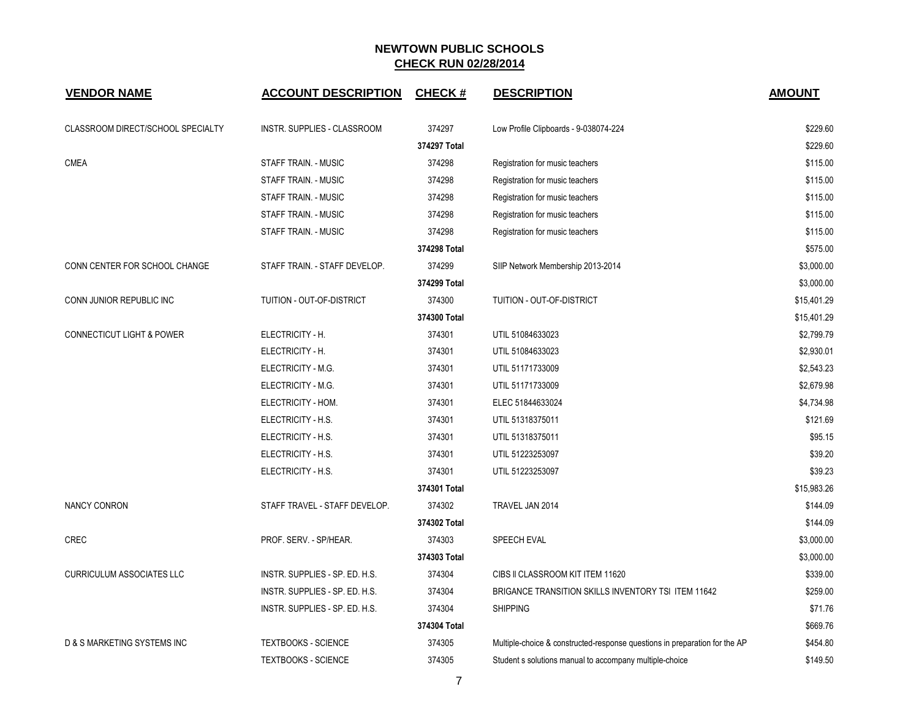# NEWTOWN PUBLIC SCHOOLS

## CHECK RUN 02/28/2014

| VENDOR NAME | ACCOUNT DESCRIPTION | CHECK # | DESCRIPTION | AMOUNT |
|---|---|---|---|---|
| CLASSROOM DIRECT/SCHOOL SPECIALTY | INSTR. SUPPLIES - CLASSROOM | 374297 | Low Profile Clipboards - 9-038074-224 | $229.60 |
| | | 374297 Total | | $229.60 |
| CMEA | STAFF TRAIN. - MUSIC | 374298 | Registration for music teachers | $115.00 |
| | STAFF TRAIN. - MUSIC | 374298 | Registration for music teachers | $115.00 |
| | STAFF TRAIN. - MUSIC | 374298 | Registration for music teachers | $115.00 |
| | STAFF TRAIN. - MUSIC | 374298 | Registration for music teachers | $115.00 |
| | STAFF TRAIN. - MUSIC | 374298 | Registration for music teachers | $115.00 |
| | | 374298 Total | | $575.00 |
| CONN CENTER FOR SCHOOL CHANGE | STAFF TRAIN. - STAFF DEVELOP. | 374299 | SIIP Network Membership 2013-2014 | $3,000.00 |
| | | 374299 Total | | $3,000.00 |
| CONN JUNIOR REPUBLIC INC | TUITION - OUT-OF-DISTRICT | 374300 | TUITION - OUT-OF-DISTRICT | $15,401.29 |
| | | 374300 Total | | $15,401.29 |
| CONNECTICUT LIGHT & POWER | ELECTRICITY - H. | 374301 | UTIL 51084633023 | $2,799.79 |
| | ELECTRICITY - H. | 374301 | UTIL 51084633023 | $2,930.01 |
| | ELECTRICITY - M.G. | 374301 | UTIL 51171733009 | $2,543.23 |
| | ELECTRICITY - M.G. | 374301 | UTIL 51171733009 | $2,679.98 |
| | ELECTRICITY - HOM. | 374301 | ELEC 51844633024 | $4,734.98 |
| | ELECTRICITY - H.S. | 374301 | UTIL 51318375011 | $121.69 |
| | ELECTRICITY - H.S. | 374301 | UTIL 51318375011 | $95.15 |
| | ELECTRICITY - H.S. | 374301 | UTIL 51223253097 | $39.20 |
| | ELECTRICITY - H.S. | 374301 | UTIL 51223253097 | $39.23 |
| | | 374301 Total | | $15,983.26 |
| NANCY CONRON | STAFF TRAVEL - STAFF DEVELOP. | 374302 | TRAVEL JAN 2014 | $144.09 |
| | | 374302 Total | | $144.09 |
| CREC | PROF. SERV. - SP/HEAR. | 374303 | SPEECH EVAL | $3,000.00 |
| | | 374303 Total | | $3,000.00 |
| CURRICULUM ASSOCIATES LLC | INSTR. SUPPLIES - SP. ED. H.S. | 374304 | CIBS II CLASSROOM KIT ITEM 11620 | $339.00 |
| | INSTR. SUPPLIES - SP. ED. H.S. | 374304 | BRIGANCE TRANSITION SKILLS INVENTORY TSI ITEM 11642 | $259.00 |
| | INSTR. SUPPLIES - SP. ED. H.S. | 374304 | SHIPPING | $71.76 |
| | | 374304 Total | | $669.76 |
| D & S MARKETING SYSTEMS INC | TEXTBOOKS - SCIENCE | 374305 | Multiple-choice & constructed-response questions in preparation for the AP | $454.80 |
| | TEXTBOOKS - SCIENCE | 374305 | Student s solutions manual to accompany multiple-choice | $149.50 |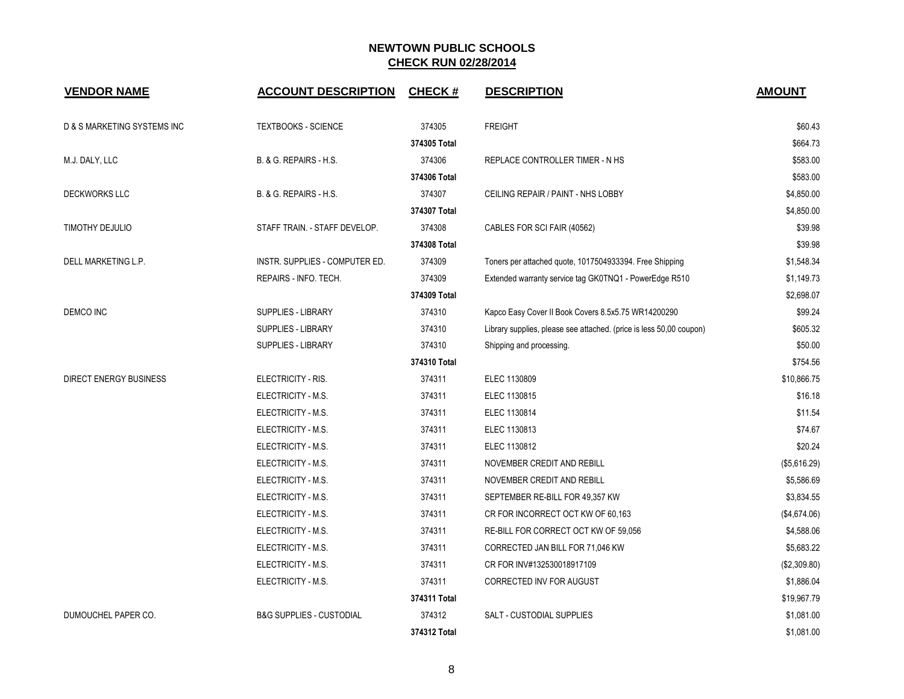## NEWTOWN PUBLIC SCHOOLS
## CHECK RUN 02/28/2014

| VENDOR NAME | ACCOUNT DESCRIPTION | CHECK # | DESCRIPTION | AMOUNT |
|---|---|---|---|---|
| D & S MARKETING SYSTEMS INC | TEXTBOOKS - SCIENCE | 374305 | FREIGHT | $60.43 |
| | | 374305 Total | | $664.73 |
| M.J. DALY, LLC | B. & G. REPAIRS - H.S. | 374306 | REPLACE CONTROLLER TIMER - N HS | $583.00 |
| | | 374306 Total | | $583.00 |
| DECKWORKS LLC | B. & G. REPAIRS - H.S. | 374307 | CEILING REPAIR / PAINT - NHS LOBBY | $4,850.00 |
| | | 374307 Total | | $4,850.00 |
| TIMOTHY DEJULIO | STAFF TRAIN. - STAFF DEVELOP. | 374308 | CABLES FOR SCI FAIR (40562) | $39.98 |
| | | 374308 Total | | $39.98 |
| DELL MARKETING L.P. | INSTR. SUPPLIES - COMPUTER ED. | 374309 | Toners per attached quote, 1017504933394. Free Shipping | $1,548.34 |
| | REPAIRS - INFO. TECH. | 374309 | Extended warranty service tag GK0TNQ1 - PowerEdge R510 | $1,149.73 |
| | | 374309 Total | | $2,698.07 |
| DEMCO INC | SUPPLIES - LIBRARY | 374310 | Kapco Easy Cover II Book Covers 8.5x5.75 WR14200290 | $99.24 |
| | SUPPLIES - LIBRARY | 374310 | Library supplies, please see attached. (price is less 50,00 coupon) | $605.32 |
| | SUPPLIES - LIBRARY | 374310 | Shipping and processing. | $50.00 |
| | | 374310 Total | | $754.56 |
| DIRECT ENERGY BUSINESS | ELECTRICITY - RIS. | 374311 | ELEC 1130809 | $10,866.75 |
| | ELECTRICITY - M.S. | 374311 | ELEC 1130815 | $16.18 |
| | ELECTRICITY - M.S. | 374311 | ELEC 1130814 | $11.54 |
| | ELECTRICITY - M.S. | 374311 | ELEC 1130813 | $74.67 |
| | ELECTRICITY - M.S. | 374311 | ELEC 1130812 | $20.24 |
| | ELECTRICITY - M.S. | 374311 | NOVEMBER CREDIT AND REBILL | ($5,616.29) |
| | ELECTRICITY - M.S. | 374311 | NOVEMBER CREDIT AND REBILL | $5,586.69 |
| | ELECTRICITY - M.S. | 374311 | SEPTEMBER RE-BILL FOR 49,357 KW | $3,834.55 |
| | ELECTRICITY - M.S. | 374311 | CR FOR INCORRECT OCT KW OF 60,163 | ($4,674.06) |
| | ELECTRICITY - M.S. | 374311 | RE-BILL FOR CORRECT OCT KW OF 59,056 | $4,588.06 |
| | ELECTRICITY - M.S. | 374311 | CORRECTED JAN BILL FOR 71,046 KW | $5,683.22 |
| | ELECTRICITY - M.S. | 374311 | CR FOR INV#132530018917109 | ($2,309.80) |
| | ELECTRICITY - M.S. | 374311 | CORRECTED INV FOR AUGUST | $1,886.04 |
| | | 374311 Total | | $19,967.79 |
| DUMOUCHEL PAPER CO. | B&G SUPPLIES - CUSTODIAL | 374312 | SALT - CUSTODIAL SUPPLIES | $1,081.00 |
| | | 374312 Total | | $1,081.00 |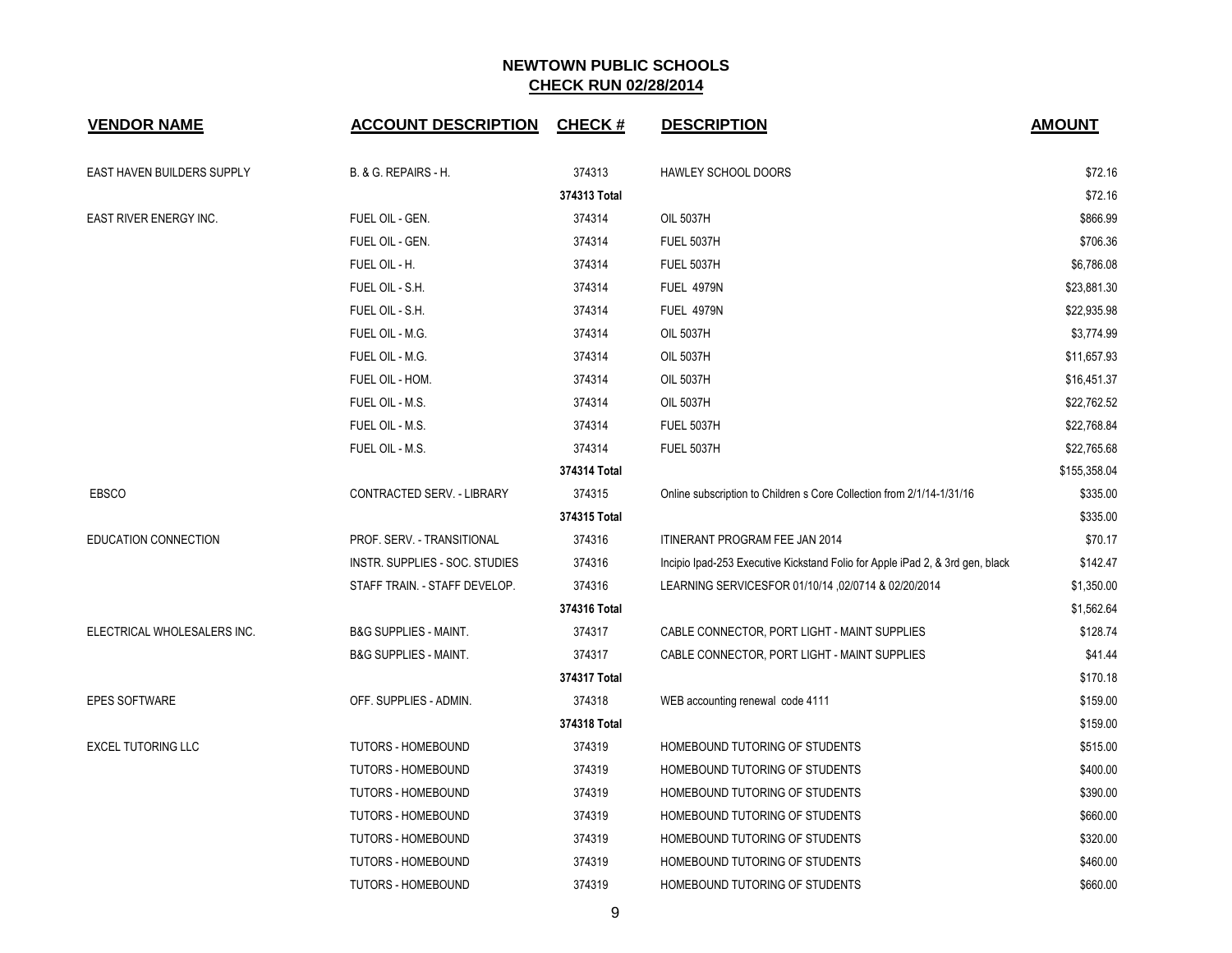# NEWTOWN PUBLIC SCHOOLS

## CHECK RUN 02/28/2014

| VENDOR NAME | ACCOUNT DESCRIPTION | CHECK # | DESCRIPTION | AMOUNT |
|---|---|---|---|---|
| EAST HAVEN BUILDERS SUPPLY | B. & G. REPAIRS - H. | 374313 | HAWLEY SCHOOL DOORS | $72.16 |
| | | 374313 Total | | $72.16 |
| EAST RIVER ENERGY INC. | FUEL OIL - GEN. | 374314 | OIL 5037H | $866.99 |
| | FUEL OIL - GEN. | 374314 | FUEL 5037H | $706.36 |
| | FUEL OIL - H. | 374314 | FUEL 5037H | $6,786.08 |
| | FUEL OIL - S.H. | 374314 | FUEL 4979N | $23,881.30 |
| | FUEL OIL - S.H. | 374314 | FUEL 4979N | $22,935.98 |
| | FUEL OIL - M.G. | 374314 | OIL 5037H | $3,774.99 |
| | FUEL OIL - M.G. | 374314 | OIL 5037H | $11,657.93 |
| | FUEL OIL - HOM. | 374314 | OIL 5037H | $16,451.37 |
| | FUEL OIL - M.S. | 374314 | OIL 5037H | $22,762.52 |
| | FUEL OIL - M.S. | 374314 | FUEL 5037H | $22,768.84 |
| | FUEL OIL - M.S. | 374314 | FUEL 5037H | $22,765.68 |
| | | 374314 Total | | $155,358.04 |
| EBSCO | CONTRACTED SERV. - LIBRARY | 374315 | Online subscription to Children s Core Collection from 2/1/14-1/31/16 | $335.00 |
| | | 374315 Total | | $335.00 |
| EDUCATION CONNECTION | PROF. SERV. - TRANSITIONAL | 374316 | ITINERANT PROGRAM FEE JAN 2014 | $70.17 |
| | INSTR. SUPPLIES - SOC. STUDIES | 374316 | Incipio Ipad-253 Executive Kickstand Folio for Apple iPad 2, & 3rd gen, black | $142.47 |
| | STAFF TRAIN. - STAFF DEVELOP. | 374316 | LEARNING SERVICESFOR 01/10/14 ,02/0714 & 02/20/2014 | $1,350.00 |
| | | 374316 Total | | $1,562.64 |
| ELECTRICAL WHOLESALERS INC. | B&G SUPPLIES - MAINT. | 374317 | CABLE CONNECTOR, PORT LIGHT - MAINT SUPPLIES | $128.74 |
| | B&G SUPPLIES - MAINT. | 374317 | CABLE CONNECTOR, PORT LIGHT - MAINT SUPPLIES | $41.44 |
| | | 374317 Total | | $170.18 |
| EPES SOFTWARE | OFF. SUPPLIES - ADMIN. | 374318 | WEB accounting renewal code 4111 | $159.00 |
| | | 374318 Total | | $159.00 |
| EXCEL TUTORING LLC | TUTORS - HOMEBOUND | 374319 | HOMEBOUND TUTORING OF STUDENTS | $515.00 |
| | TUTORS - HOMEBOUND | 374319 | HOMEBOUND TUTORING OF STUDENTS | $400.00 |
| | TUTORS - HOMEBOUND | 374319 | HOMEBOUND TUTORING OF STUDENTS | $390.00 |
| | TUTORS - HOMEBOUND | 374319 | HOMEBOUND TUTORING OF STUDENTS | $660.00 |
| | TUTORS - HOMEBOUND | 374319 | HOMEBOUND TUTORING OF STUDENTS | $320.00 |
| | TUTORS - HOMEBOUND | 374319 | HOMEBOUND TUTORING OF STUDENTS | $460.00 |
| | TUTORS - HOMEBOUND | 374319 | HOMEBOUND TUTORING OF STUDENTS | $660.00 |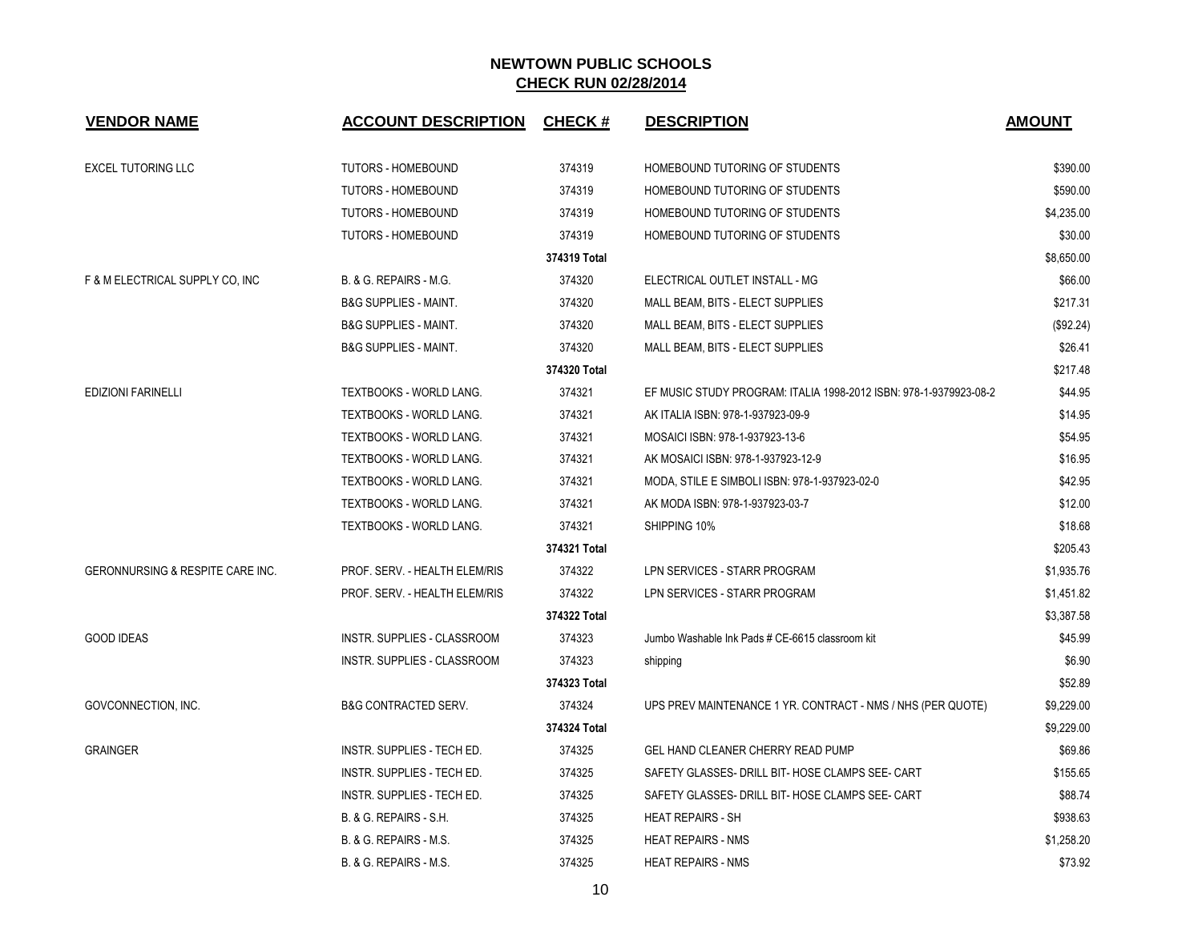## NEWTOWN PUBLIC SCHOOLS
## CHECK RUN 02/28/2014

| VENDOR NAME | ACCOUNT DESCRIPTION | CHECK # | DESCRIPTION | AMOUNT |
|---|---|---|---|---|
| EXCEL TUTORING LLC | TUTORS - HOMEBOUND | 374319 | HOMEBOUND TUTORING OF STUDENTS | $390.00 |
| | TUTORS - HOMEBOUND | 374319 | HOMEBOUND TUTORING OF STUDENTS | $590.00 |
| | TUTORS - HOMEBOUND | 374319 | HOMEBOUND TUTORING OF STUDENTS | $4,235.00 |
| | TUTORS - HOMEBOUND | 374319 | HOMEBOUND TUTORING OF STUDENTS | $30.00 |
| | | 374319 Total | | $8,650.00 |
| F & M ELECTRICAL SUPPLY CO, INC | B. & G. REPAIRS - M.G. | 374320 | ELECTRICAL OUTLET INSTALL - MG | $66.00 |
| | B&G SUPPLIES - MAINT. | 374320 | MALL BEAM, BITS - ELECT SUPPLIES | $217.31 |
| | B&G SUPPLIES - MAINT. | 374320 | MALL BEAM, BITS - ELECT SUPPLIES | ($92.24) |
| | B&G SUPPLIES - MAINT. | 374320 | MALL BEAM, BITS - ELECT SUPPLIES | $26.41 |
| | | 374320 Total | | $217.48 |
| EDIZIONI FARINELLI | TEXTBOOKS - WORLD LANG. | 374321 | EF MUSIC STUDY PROGRAM: ITALIA 1998-2012 ISBN: 978-1-9379923-08-2 | $44.95 |
| | TEXTBOOKS - WORLD LANG. | 374321 | AK ITALIA ISBN: 978-1-937923-09-9 | $14.95 |
| | TEXTBOOKS - WORLD LANG. | 374321 | MOSAICI ISBN: 978-1-937923-13-6 | $54.95 |
| | TEXTBOOKS - WORLD LANG. | 374321 | AK MOSAICI ISBN: 978-1-937923-12-9 | $16.95 |
| | TEXTBOOKS - WORLD LANG. | 374321 | MODA, STILE E SIMBOLI ISBN: 978-1-937923-02-0 | $42.95 |
| | TEXTBOOKS - WORLD LANG. | 374321 | AK MODA ISBN: 978-1-937923-03-7 | $12.00 |
| | TEXTBOOKS - WORLD LANG. | 374321 | SHIPPING 10% | $18.68 |
| | | 374321 Total | | $205.43 |
| GERONNURSING & RESPITE CARE INC. | PROF. SERV. - HEALTH ELEM/RIS | 374322 | LPN SERVICES - STARR PROGRAM | $1,935.76 |
| | PROF. SERV. - HEALTH ELEM/RIS | 374322 | LPN SERVICES - STARR PROGRAM | $1,451.82 |
| | | 374322 Total | | $3,387.58 |
| GOOD IDEAS | INSTR. SUPPLIES - CLASSROOM | 374323 | Jumbo Washable Ink Pads # CE-6615 classroom kit | $45.99 |
| | INSTR. SUPPLIES - CLASSROOM | 374323 | shipping | $6.90 |
| | | 374323 Total | | $52.89 |
| GOVCONNECTION, INC. | B&G CONTRACTED SERV. | 374324 | UPS PREV MAINTENANCE 1 YR. CONTRACT - NMS / NHS (PER QUOTE) | $9,229.00 |
| | | 374324 Total | | $9,229.00 |
| GRAINGER | INSTR. SUPPLIES - TECH ED. | 374325 | GEL HAND CLEANER CHERRY READ PUMP | $69.86 |
| | INSTR. SUPPLIES - TECH ED. | 374325 | SAFETY GLASSES- DRILL BIT- HOSE CLAMPS SEE- CART | $155.65 |
| | INSTR. SUPPLIES - TECH ED. | 374325 | SAFETY GLASSES- DRILL BIT- HOSE CLAMPS SEE- CART | $88.74 |
| | B. & G. REPAIRS - S.H. | 374325 | HEAT REPAIRS - SH | $938.63 |
| | B. & G. REPAIRS - M.S. | 374325 | HEAT REPAIRS - NMS | $1,258.20 |
| | B. & G. REPAIRS - M.S. | 374325 | HEAT REPAIRS - NMS | $73.92 |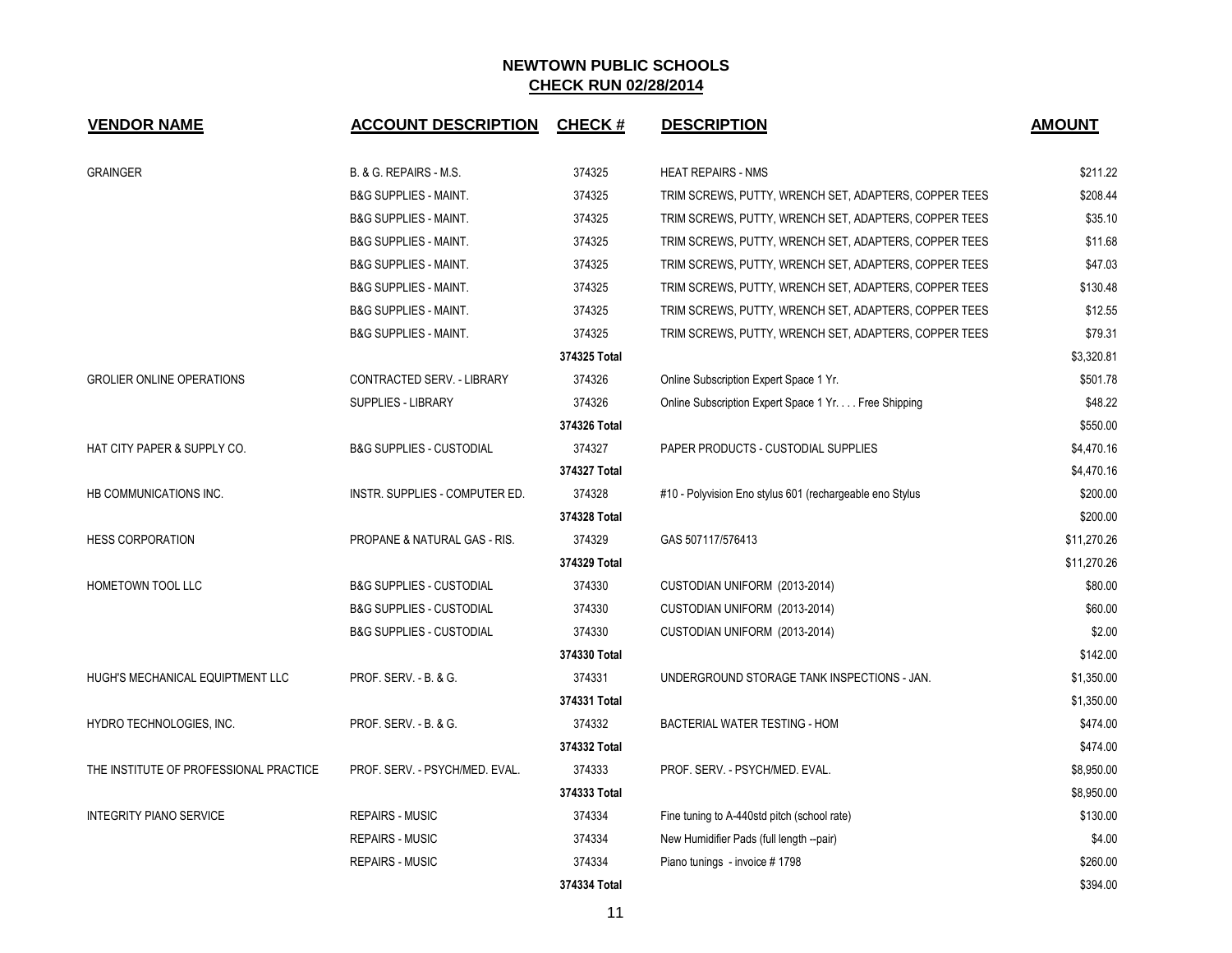## NEWTOWN PUBLIC SCHOOLS
## CHECK RUN 02/28/2014

| VENDOR NAME | ACCOUNT DESCRIPTION | CHECK # | DESCRIPTION | AMOUNT |
|---|---|---|---|---|
| GRAINGER | B. & G. REPAIRS - M.S. | 374325 | HEAT REPAIRS - NMS | $211.22 |
| | B&G SUPPLIES - MAINT. | 374325 | TRIM SCREWS, PUTTY, WRENCH SET, ADAPTERS, COPPER TEES | $208.44 |
| | B&G SUPPLIES - MAINT. | 374325 | TRIM SCREWS, PUTTY, WRENCH SET, ADAPTERS, COPPER TEES | $35.10 |
| | B&G SUPPLIES - MAINT. | 374325 | TRIM SCREWS, PUTTY, WRENCH SET, ADAPTERS, COPPER TEES | $11.68 |
| | B&G SUPPLIES - MAINT. | 374325 | TRIM SCREWS, PUTTY, WRENCH SET, ADAPTERS, COPPER TEES | $47.03 |
| | B&G SUPPLIES - MAINT. | 374325 | TRIM SCREWS, PUTTY, WRENCH SET, ADAPTERS, COPPER TEES | $130.48 |
| | B&G SUPPLIES - MAINT. | 374325 | TRIM SCREWS, PUTTY, WRENCH SET, ADAPTERS, COPPER TEES | $12.55 |
| | B&G SUPPLIES - MAINT. | 374325 | TRIM SCREWS, PUTTY, WRENCH SET, ADAPTERS, COPPER TEES | $79.31 |
| | | **374325 Total** | | $3,320.81 |
| GROLIER ONLINE OPERATIONS | CONTRACTED SERV. - LIBRARY | 374326 | Online Subscription Expert Space 1 Yr. | $501.78 |
| | SUPPLIES - LIBRARY | 374326 | Online Subscription Expert Space 1 Yr. . . . Free Shipping | $48.22 |
| | | **374326 Total** | | $550.00 |
| HAT CITY PAPER & SUPPLY CO. | B&G SUPPLIES - CUSTODIAL | 374327 | PAPER PRODUCTS - CUSTODIAL SUPPLIES | $4,470.16 |
| | | **374327 Total** | | $4,470.16 |
| HB COMMUNICATIONS INC. | INSTR. SUPPLIES - COMPUTER ED. | 374328 | #10 - Polyvision Eno stylus 601 (rechargeable eno Stylus | $200.00 |
| | | **374328 Total** | | $200.00 |
| HESS CORPORATION | PROPANE & NATURAL GAS - RIS. | 374329 | GAS 507117/576413 | $11,270.26 |
| | | **374329 Total** | | $11,270.26 |
| HOMETOWN TOOL LLC | B&G SUPPLIES - CUSTODIAL | 374330 | CUSTODIAN UNIFORM (2013-2014) | $80.00 |
| | B&G SUPPLIES - CUSTODIAL | 374330 | CUSTODIAN UNIFORM (2013-2014) | $60.00 |
| | B&G SUPPLIES - CUSTODIAL | 374330 | CUSTODIAN UNIFORM (2013-2014) | $2.00 |
| | | **374330 Total** | | $142.00 |
| HUGH'S MECHANICAL EQUIPTMENT LLC | PROF. SERV. - B. & G. | 374331 | UNDERGROUND STORAGE TANK INSPECTIONS - JAN. | $1,350.00 |
| | | **374331 Total** | | $1,350.00 |
| HYDRO TECHNOLOGIES, INC. | PROF. SERV. - B. & G. | 374332 | BACTERIAL WATER TESTING - HOM | $474.00 |
| | | **374332 Total** | | $474.00 |
| THE INSTITUTE OF PROFESSIONAL PRACTICE | PROF. SERV. - PSYCH/MED. EVAL. | 374333 | PROF. SERV. - PSYCH/MED. EVAL. | $8,950.00 |
| | | **374333 Total** | | $8,950.00 |
| INTEGRITY PIANO SERVICE | REPAIRS - MUSIC | 374334 | Fine tuning to A-440std pitch (school rate) | $130.00 |
| | REPAIRS - MUSIC | 374334 | New Humidifier Pads (full length --pair) | $4.00 |
| | REPAIRS - MUSIC | 374334 | Piano tunings - invoice # 1798 | $260.00 |
| | | **374334 Total** | | $394.00 |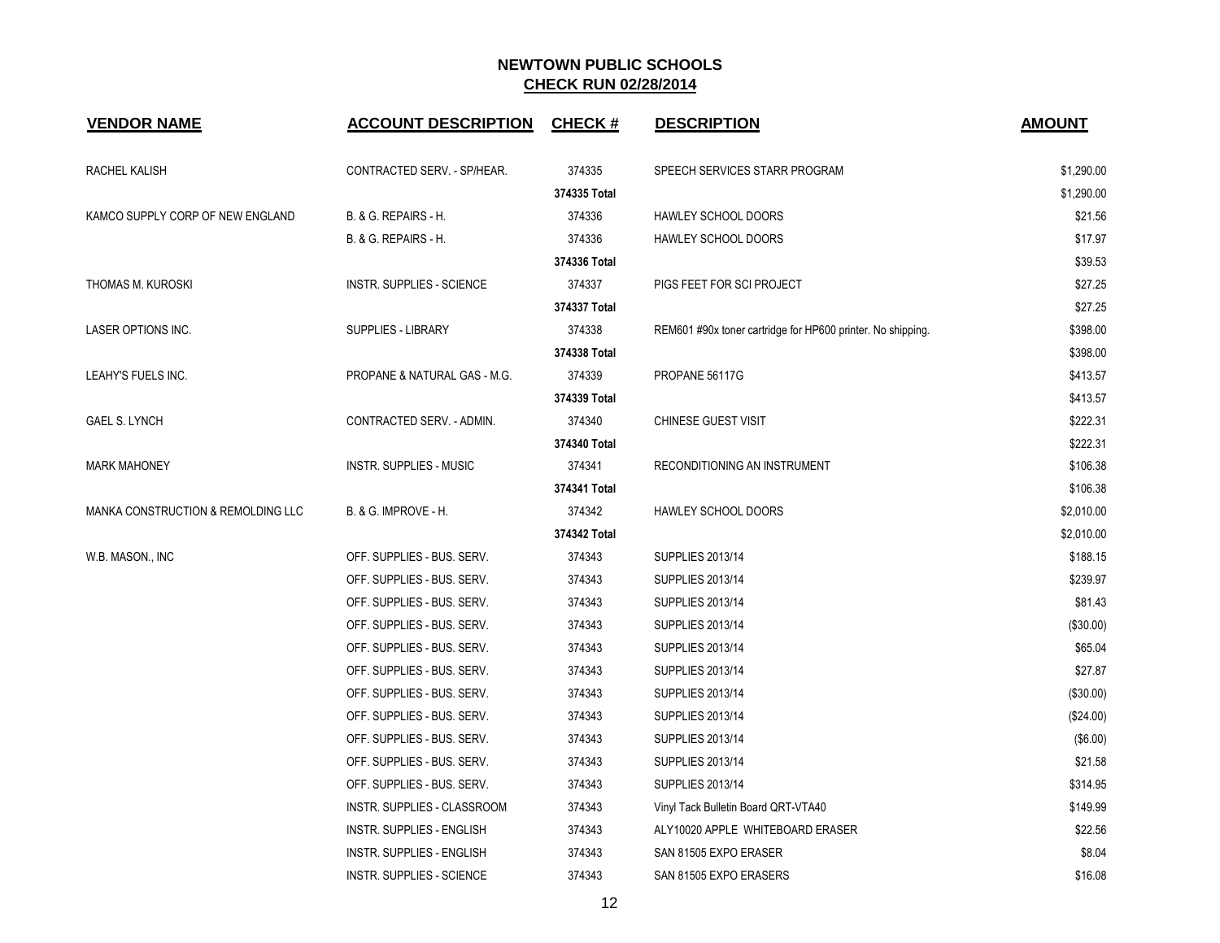## NEWTOWN PUBLIC SCHOOLS
## CHECK RUN 02/28/2014

| VENDOR NAME | ACCOUNT DESCRIPTION | CHECK # | DESCRIPTION | AMOUNT |
|---|---|---|---|---|
| RACHEL KALISH | CONTRACTED SERV. - SP/HEAR. | 374335 | SPEECH SERVICES STARR PROGRAM | $1,290.00 |
| | | 374335 Total | | $1,290.00 |
| KAMCO SUPPLY CORP OF NEW ENGLAND | B. & G. REPAIRS - H. | 374336 | HAWLEY SCHOOL DOORS | $21.56 |
| | B. & G. REPAIRS - H. | 374336 | HAWLEY SCHOOL DOORS | $17.97 |
| | | 374336 Total | | $39.53 |
| THOMAS M. KUROSKI | INSTR. SUPPLIES - SCIENCE | 374337 | PIGS FEET FOR SCI PROJECT | $27.25 |
| | | 374337 Total | | $27.25 |
| LASER OPTIONS INC. | SUPPLIES - LIBRARY | 374338 | REM601 #90x toner cartridge for HP600 printer. No shipping. | $398.00 |
| | | 374338 Total | | $398.00 |
| LEAHY'S FUELS INC. | PROPANE & NATURAL GAS - M.G. | 374339 | PROPANE 56117G | $413.57 |
| | | 374339 Total | | $413.57 |
| GAEL S. LYNCH | CONTRACTED SERV. - ADMIN. | 374340 | CHINESE GUEST VISIT | $222.31 |
| | | 374340 Total | | $222.31 |
| MARK MAHONEY | INSTR. SUPPLIES - MUSIC | 374341 | RECONDITIONING AN INSTRUMENT | $106.38 |
| | | 374341 Total | | $106.38 |
| MANKA CONSTRUCTION & REMOLDING LLC | B. & G. IMPROVE - H. | 374342 | HAWLEY SCHOOL DOORS | $2,010.00 |
| | | 374342 Total | | $2,010.00 |
| W.B. MASON., INC | OFF. SUPPLIES - BUS. SERV. | 374343 | SUPPLIES 2013/14 | $188.15 |
| | OFF. SUPPLIES - BUS. SERV. | 374343 | SUPPLIES 2013/14 | $239.97 |
| | OFF. SUPPLIES - BUS. SERV. | 374343 | SUPPLIES 2013/14 | $81.43 |
| | OFF. SUPPLIES - BUS. SERV. | 374343 | SUPPLIES 2013/14 | ($30.00) |
| | OFF. SUPPLIES - BUS. SERV. | 374343 | SUPPLIES 2013/14 | $65.04 |
| | OFF. SUPPLIES - BUS. SERV. | 374343 | SUPPLIES 2013/14 | $27.87 |
| | OFF. SUPPLIES - BUS. SERV. | 374343 | SUPPLIES 2013/14 | ($30.00) |
| | OFF. SUPPLIES - BUS. SERV. | 374343 | SUPPLIES 2013/14 | ($24.00) |
| | OFF. SUPPLIES - BUS. SERV. | 374343 | SUPPLIES 2013/14 | ($6.00) |
| | OFF. SUPPLIES - BUS. SERV. | 374343 | SUPPLIES 2013/14 | $21.58 |
| | OFF. SUPPLIES - BUS. SERV. | 374343 | SUPPLIES 2013/14 | $314.95 |
| | INSTR. SUPPLIES - CLASSROOM | 374343 | Vinyl Tack Bulletin Board QRT-VTA40 | $149.99 |
| | INSTR. SUPPLIES - ENGLISH | 374343 | ALY10020 APPLE WHITEBOARD ERASER | $22.56 |
| | INSTR. SUPPLIES - ENGLISH | 374343 | SAN 81505 EXPO ERASER | $8.04 |
| | INSTR. SUPPLIES - SCIENCE | 374343 | SAN 81505 EXPO ERASERS | $16.08 |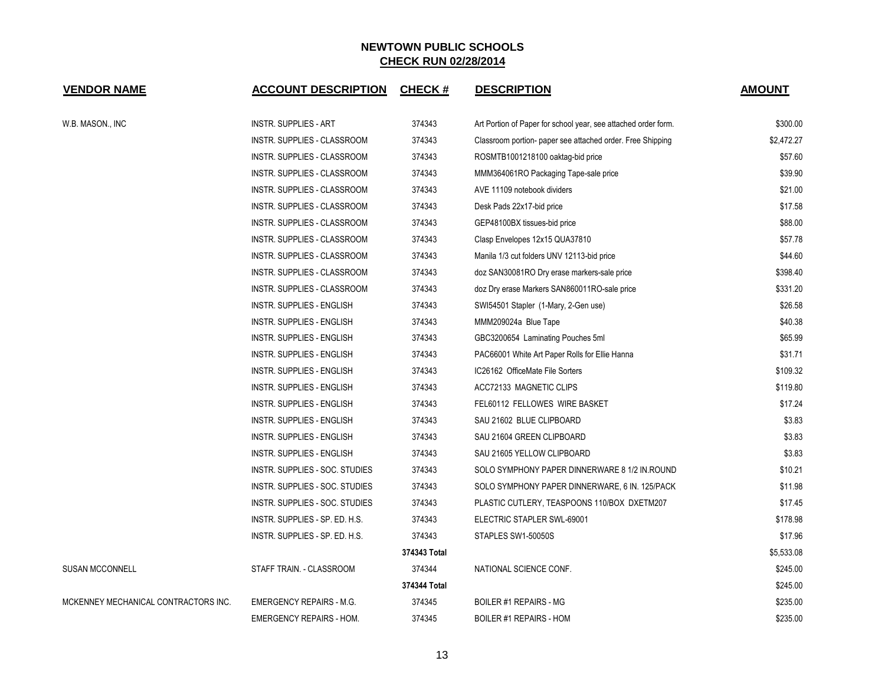# NEWTOWN PUBLIC SCHOOLS

## CHECK RUN 02/28/2014

| VENDOR NAME | ACCOUNT DESCRIPTION | CHECK # | DESCRIPTION | AMOUNT |
|---|---|---|---|---|
| W.B. MASON., INC | INSTR. SUPPLIES - ART | 374343 | Art Portion of Paper for school year, see attached order form. | $300.00 |
| | INSTR. SUPPLIES - CLASSROOM | 374343 | Classroom portion- paper see attached order. Free Shipping | $2,472.27 |
| | INSTR. SUPPLIES - CLASSROOM | 374343 | ROSMTB1001218100 oaktag-bid price | $57.60 |
| | INSTR. SUPPLIES - CLASSROOM | 374343 | MMM364061RO Packaging Tape-sale price | $39.90 |
| | INSTR. SUPPLIES - CLASSROOM | 374343 | AVE 11109 notebook dividers | $21.00 |
| | INSTR. SUPPLIES - CLASSROOM | 374343 | Desk Pads 22x17-bid price | $17.58 |
| | INSTR. SUPPLIES - CLASSROOM | 374343 | GEP48100BX tissues-bid price | $88.00 |
| | INSTR. SUPPLIES - CLASSROOM | 374343 | Clasp Envelopes 12x15 QUA37810 | $57.78 |
| | INSTR. SUPPLIES - CLASSROOM | 374343 | Manila 1/3 cut folders UNV 12113-bid price | $44.60 |
| | INSTR. SUPPLIES - CLASSROOM | 374343 | doz SAN30081RO Dry erase markers-sale price | $398.40 |
| | INSTR. SUPPLIES - CLASSROOM | 374343 | doz Dry erase Markers SAN860011RO-sale price | $331.20 |
| | INSTR. SUPPLIES - ENGLISH | 374343 | SWI54501 Stapler (1-Mary, 2-Gen use) | $26.58 |
| | INSTR. SUPPLIES - ENGLISH | 374343 | MMM209024a Blue Tape | $40.38 |
| | INSTR. SUPPLIES - ENGLISH | 374343 | GBC3200654 Laminating Pouches 5ml | $65.99 |
| | INSTR. SUPPLIES - ENGLISH | 374343 | PAC66001 White Art Paper Rolls for Ellie Hanna | $31.71 |
| | INSTR. SUPPLIES - ENGLISH | 374343 | IC26162 OfficeMate File Sorters | $109.32 |
| | INSTR. SUPPLIES - ENGLISH | 374343 | ACC72133 MAGNETIC CLIPS | $119.80 |
| | INSTR. SUPPLIES - ENGLISH | 374343 | FEL60112 FELLOWES WIRE BASKET | $17.24 |
| | INSTR. SUPPLIES - ENGLISH | 374343 | SAU 21602 BLUE CLIPBOARD | $3.83 |
| | INSTR. SUPPLIES - ENGLISH | 374343 | SAU 21604 GREEN CLIPBOARD | $3.83 |
| | INSTR. SUPPLIES - ENGLISH | 374343 | SAU 21605 YELLOW CLIPBOARD | $3.83 |
| | INSTR. SUPPLIES - SOC. STUDIES | 374343 | SOLO SYMPHONY PAPER DINNERWARE 8 1/2 IN.ROUND | $10.21 |
| | INSTR. SUPPLIES - SOC. STUDIES | 374343 | SOLO SYMPHONY PAPER DINNERWARE, 6 IN. 125/PACK | $11.98 |
| | INSTR. SUPPLIES - SOC. STUDIES | 374343 | PLASTIC CUTLERY, TEASPOONS 110/BOX DXETM207 | $17.45 |
| | INSTR. SUPPLIES - SP. ED. H.S. | 374343 | ELECTRIC STAPLER SWL-69001 | $178.98 |
| | INSTR. SUPPLIES - SP. ED. H.S. | 374343 | STAPLES SW1-50050S | $17.96 |
| | | 374343 Total | | $5,533.08 |
| SUSAN MCCONNELL | STAFF TRAIN. - CLASSROOM | 374344 | NATIONAL SCIENCE CONF. | $245.00 |
| | | 374344 Total | | $245.00 |
| MCKENNEY MECHANICAL CONTRACTORS INC. | EMERGENCY REPAIRS - M.G. | 374345 | BOILER #1 REPAIRS - MG | $235.00 |
| | EMERGENCY REPAIRS - HOM. | 374345 | BOILER #1 REPAIRS - HOM | $235.00 |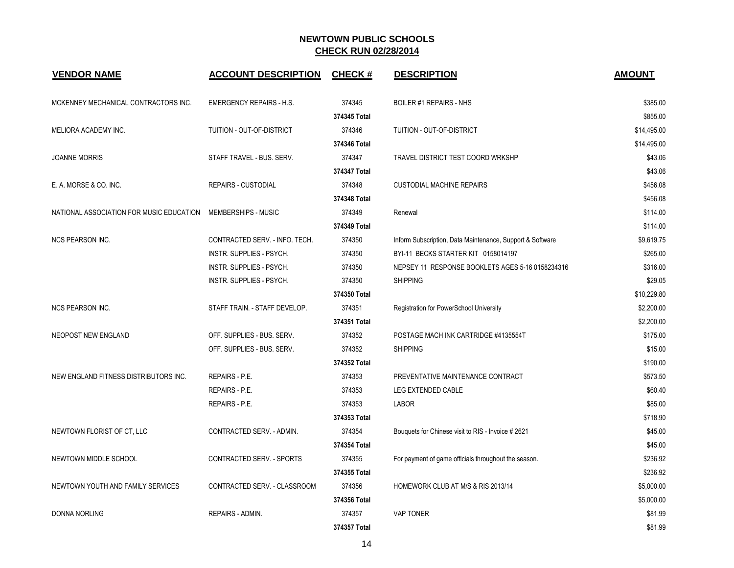## NEWTOWN PUBLIC SCHOOLS
## CHECK RUN 02/28/2014

| VENDOR NAME | ACCOUNT DESCRIPTION | CHECK # | DESCRIPTION | AMOUNT |
|---|---|---|---|---|
| MCKENNEY MECHANICAL CONTRACTORS INC. | EMERGENCY REPAIRS - H.S. | 374345 | BOILER #1 REPAIRS - NHS | $385.00 |
| | | **374345 Total** | | $855.00 |
| MELIORA ACADEMY INC. | TUITION - OUT-OF-DISTRICT | 374346 | TUITION - OUT-OF-DISTRICT | $14,495.00 |
| | | **374346 Total** | | $14,495.00 |
| JOANNE MORRIS | STAFF TRAVEL - BUS. SERV. | 374347 | TRAVEL DISTRICT TEST COORD WRKSHP | $43.06 |
| | | **374347 Total** | | $43.06 |
| E. A. MORSE & CO. INC. | REPAIRS - CUSTODIAL | 374348 | CUSTODIAL MACHINE REPAIRS | $456.08 |
| | | **374348 Total** | | $456.08 |
| NATIONAL ASSOCIATION FOR MUSIC EDUCATION | MEMBERSHIPS - MUSIC | 374349 | Renewal | $114.00 |
| | | **374349 Total** | | $114.00 |
| NCS PEARSON INC. | CONTRACTED SERV. - INFO. TECH. | 374350 | Inform Subscription, Data Maintenance, Support & Software | $9,619.75 |
| | INSTR. SUPPLIES - PSYCH. | 374350 | BYI-11 BECKS STARTER KIT 0158014197 | $265.00 |
| | INSTR. SUPPLIES - PSYCH. | 374350 | NEPSEY 11 RESPONSE BOOKLETS AGES 5-16 0158234316 | $316.00 |
| | INSTR. SUPPLIES - PSYCH. | 374350 | SHIPPING | $29.05 |
| | | **374350 Total** | | $10,229.80 |
| NCS PEARSON INC. | STAFF TRAIN. - STAFF DEVELOP. | 374351 | Registration for PowerSchool University | $2,200.00 |
| | | **374351 Total** | | $2,200.00 |
| NEOPOST NEW ENGLAND | OFF. SUPPLIES - BUS. SERV. | 374352 | POSTAGE MACH INK CARTRIDGE #4135554T | $175.00 |
| | OFF. SUPPLIES - BUS. SERV. | 374352 | SHIPPING | $15.00 |
| | | **374352 Total** | | $190.00 |
| NEW ENGLAND FITNESS DISTRIBUTORS INC. | REPAIRS - P.E. | 374353 | PREVENTATIVE MAINTENANCE CONTRACT | $573.50 |
| | REPAIRS - P.E. | 374353 | LEG EXTENDED CABLE | $60.40 |
| | REPAIRS - P.E. | 374353 | LABOR | $85.00 |
| | | **374353 Total** | | $718.90 |
| NEWTOWN FLORIST OF CT, LLC | CONTRACTED SERV. - ADMIN. | 374354 | Bouquets for Chinese visit to RIS - Invoice # 2621 | $45.00 |
| | | **374354 Total** | | $45.00 |
| NEWTOWN MIDDLE SCHOOL | CONTRACTED SERV. - SPORTS | 374355 | For payment of game officials throughout the season. | $236.92 |
| | | **374355 Total** | | $236.92 |
| NEWTOWN YOUTH AND FAMILY SERVICES | CONTRACTED SERV. - CLASSROOM | 374356 | HOMEWORK CLUB AT M/S & RIS 2013/14 | $5,000.00 |
| | | **374356 Total** | | $5,000.00 |
| DONNA NORLING | REPAIRS - ADMIN. | 374357 | VAP TONER | $81.99 |
| | | **374357 Total** | | $81.99 |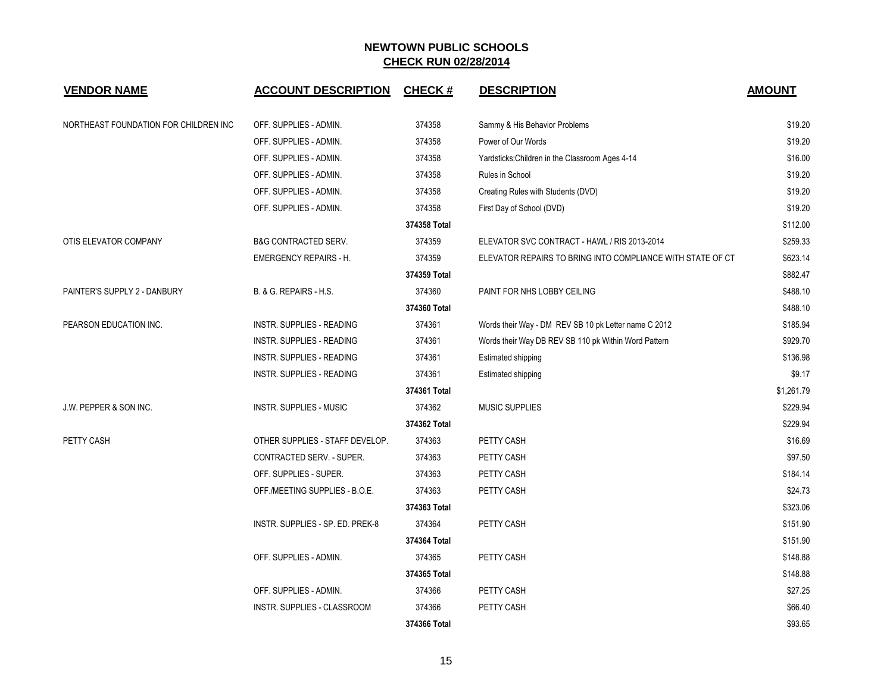## NEWTOWN PUBLIC SCHOOLS
## CHECK RUN 02/28/2014

| VENDOR NAME | ACCOUNT DESCRIPTION | CHECK # | DESCRIPTION | AMOUNT |
|---|---|---|---|---|
| NORTHEAST FOUNDATION FOR CHILDREN INC | OFF. SUPPLIES - ADMIN. | 374358 | Sammy & His Behavior Problems | $19.20 |
| | OFF. SUPPLIES - ADMIN. | 374358 | Power of Our Words | $19.20 |
| | OFF. SUPPLIES - ADMIN. | 374358 | Yardsticks:Children in the Classroom Ages 4-14 | $16.00 |
| | OFF. SUPPLIES - ADMIN. | 374358 | Rules in School | $19.20 |
| | OFF. SUPPLIES - ADMIN. | 374358 | Creating Rules with Students (DVD) | $19.20 |
| | OFF. SUPPLIES - ADMIN. | 374358 | First Day of School (DVD) | $19.20 |
| | | **374358 Total** | | $112.00 |
| OTIS ELEVATOR COMPANY | B&G CONTRACTED SERV. | 374359 | ELEVATOR SVC CONTRACT - HAWL / RIS 2013-2014 | $259.33 |
| | EMERGENCY REPAIRS - H. | 374359 | ELEVATOR REPAIRS TO BRING INTO COMPLIANCE WITH STATE OF CT | $623.14 |
| | | **374359 Total** | | $882.47 |
| PAINTER'S SUPPLY 2 - DANBURY | B. & G. REPAIRS - H.S. | 374360 | PAINT FOR NHS LOBBY CEILING | $488.10 |
| | | **374360 Total** | | $488.10 |
| PEARSON EDUCATION INC. | INSTR. SUPPLIES - READING | 374361 | Words their Way - DM REV SB 10 pk Letter name C 2012 | $185.94 |
| | INSTR. SUPPLIES - READING | 374361 | Words their Way DB REV SB 110 pk Within Word Pattern | $929.70 |
| | INSTR. SUPPLIES - READING | 374361 | Estimated shipping | $136.98 |
| | INSTR. SUPPLIES - READING | 374361 | Estimated shipping | $9.17 |
| | | **374361 Total** | | $1,261.79 |
| J.W. PEPPER & SON INC. | INSTR. SUPPLIES - MUSIC | 374362 | MUSIC SUPPLIES | $229.94 |
| | | **374362 Total** | | $229.94 |
| PETTY CASH | OTHER SUPPLIES - STAFF DEVELOP. | 374363 | PETTY CASH | $16.69 |
| | CONTRACTED SERV. - SUPER. | 374363 | PETTY CASH | $97.50 |
| | OFF. SUPPLIES - SUPER. | 374363 | PETTY CASH | $184.14 |
| | OFF./MEETING SUPPLIES - B.O.E. | 374363 | PETTY CASH | $24.73 |
| | | **374363 Total** | | $323.06 |
| | INSTR. SUPPLIES - SP. ED. PREK-8 | 374364 | PETTY CASH | $151.90 |
| | | **374364 Total** | | $151.90 |
| | OFF. SUPPLIES - ADMIN. | 374365 | PETTY CASH | $148.88 |
| | | **374365 Total** | | $148.88 |
| | OFF. SUPPLIES - ADMIN. | 374366 | PETTY CASH | $27.25 |
| | INSTR. SUPPLIES - CLASSROOM | 374366 | PETTY CASH | $66.40 |
| | | **374366 Total** | | $93.65 |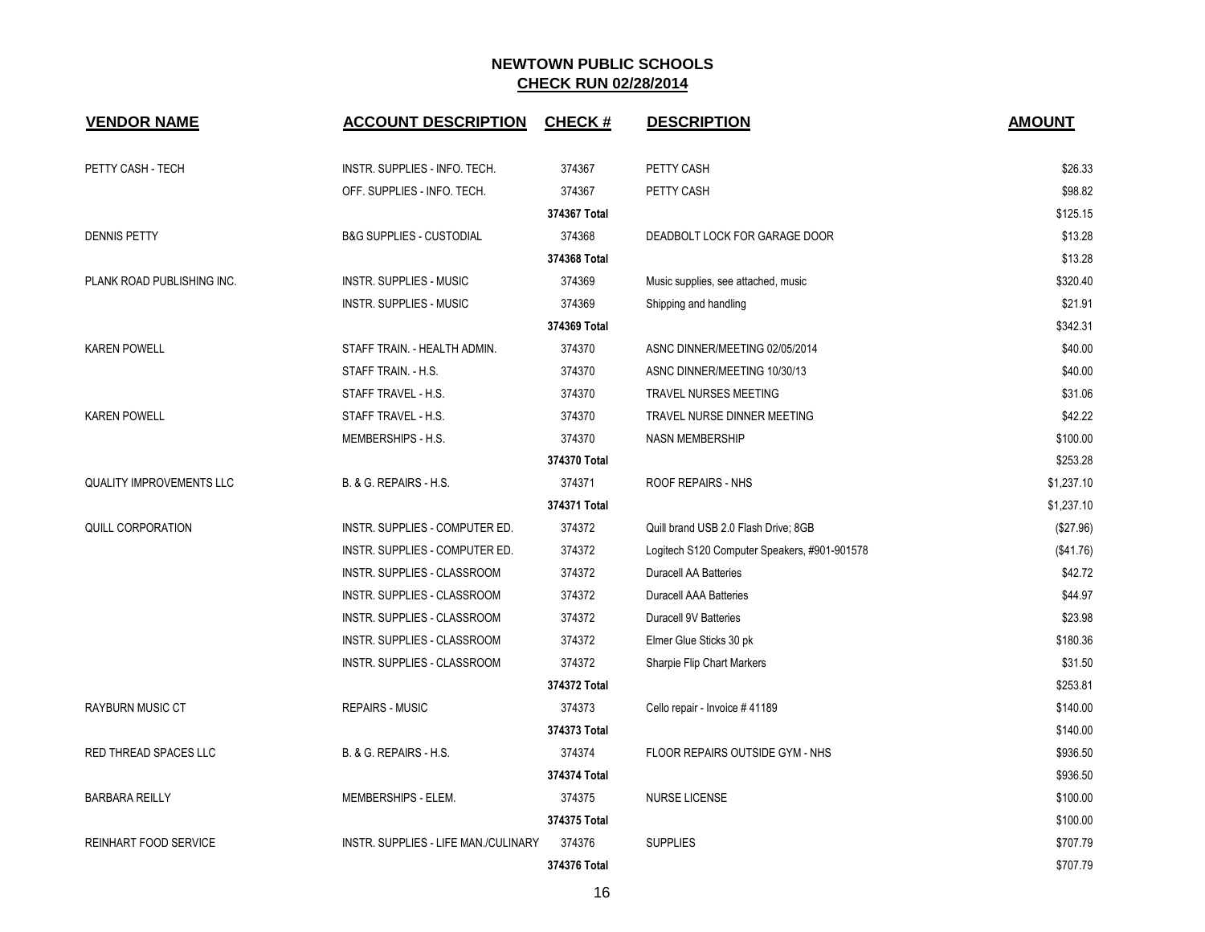## NEWTOWN PUBLIC SCHOOLS
## CHECK RUN 02/28/2014

| VENDOR NAME | ACCOUNT DESCRIPTION | CHECK # | DESCRIPTION | AMOUNT |
|---|---|---|---|---|
| PETTY CASH - TECH | INSTR. SUPPLIES - INFO. TECH. | 374367 | PETTY CASH | $26.33 |
| | OFF. SUPPLIES - INFO. TECH. | 374367 | PETTY CASH | $98.82 |
| | | 374367 Total | | $125.15 |
| DENNIS PETTY | B&G SUPPLIES - CUSTODIAL | 374368 | DEADBOLT LOCK FOR GARAGE DOOR | $13.28 |
| | | 374368 Total | | $13.28 |
| PLANK ROAD PUBLISHING INC. | INSTR. SUPPLIES - MUSIC | 374369 | Music supplies, see attached, music | $320.40 |
| | INSTR. SUPPLIES - MUSIC | 374369 | Shipping and handling | $21.91 |
| | | 374369 Total | | $342.31 |
| KAREN POWELL | STAFF TRAIN. - HEALTH ADMIN. | 374370 | ASNC DINNER/MEETING 02/05/2014 | $40.00 |
| | STAFF TRAIN. - H.S. | 374370 | ASNC DINNER/MEETING 10/30/13 | $40.00 |
| | STAFF TRAVEL - H.S. | 374370 | TRAVEL NURSES MEETING | $31.06 |
| KAREN POWELL | STAFF TRAVEL - H.S. | 374370 | TRAVEL NURSE DINNER MEETING | $42.22 |
| | MEMBERSHIPS - H.S. | 374370 | NASN MEMBERSHIP | $100.00 |
| | | 374370 Total | | $253.28 |
| QUALITY IMPROVEMENTS LLC | B. & G. REPAIRS - H.S. | 374371 | ROOF REPAIRS - NHS | $1,237.10 |
| | | 374371 Total | | $1,237.10 |
| QUILL CORPORATION | INSTR. SUPPLIES - COMPUTER ED. | 374372 | Quill brand USB 2.0 Flash Drive; 8GB | ($27.96) |
| | INSTR. SUPPLIES - COMPUTER ED. | 374372 | Logitech S120 Computer Speakers, #901-901578 | ($41.76) |
| | INSTR. SUPPLIES - CLASSROOM | 374372 | Duracell AA Batteries | $42.72 |
| | INSTR. SUPPLIES - CLASSROOM | 374372 | Duracell AAA Batteries | $44.97 |
| | INSTR. SUPPLIES - CLASSROOM | 374372 | Duracell 9V Batteries | $23.98 |
| | INSTR. SUPPLIES - CLASSROOM | 374372 | Elmer Glue Sticks 30 pk | $180.36 |
| | INSTR. SUPPLIES - CLASSROOM | 374372 | Sharpie Flip Chart Markers | $31.50 |
| | | 374372 Total | | $253.81 |
| RAYBURN MUSIC CT | REPAIRS - MUSIC | 374373 | Cello repair - Invoice # 41189 | $140.00 |
| | | 374373 Total | | $140.00 |
| RED THREAD SPACES LLC | B. & G. REPAIRS - H.S. | 374374 | FLOOR REPAIRS OUTSIDE GYM - NHS | $936.50 |
| | | 374374 Total | | $936.50 |
| BARBARA REILLY | MEMBERSHIPS - ELEM. | 374375 | NURSE LICENSE | $100.00 |
| | | 374375 Total | | $100.00 |
| REINHART FOOD SERVICE | INSTR. SUPPLIES - LIFE MAN./CULINARY | 374376 | SUPPLIES | $707.79 |
| | | 374376 Total | | $707.79 |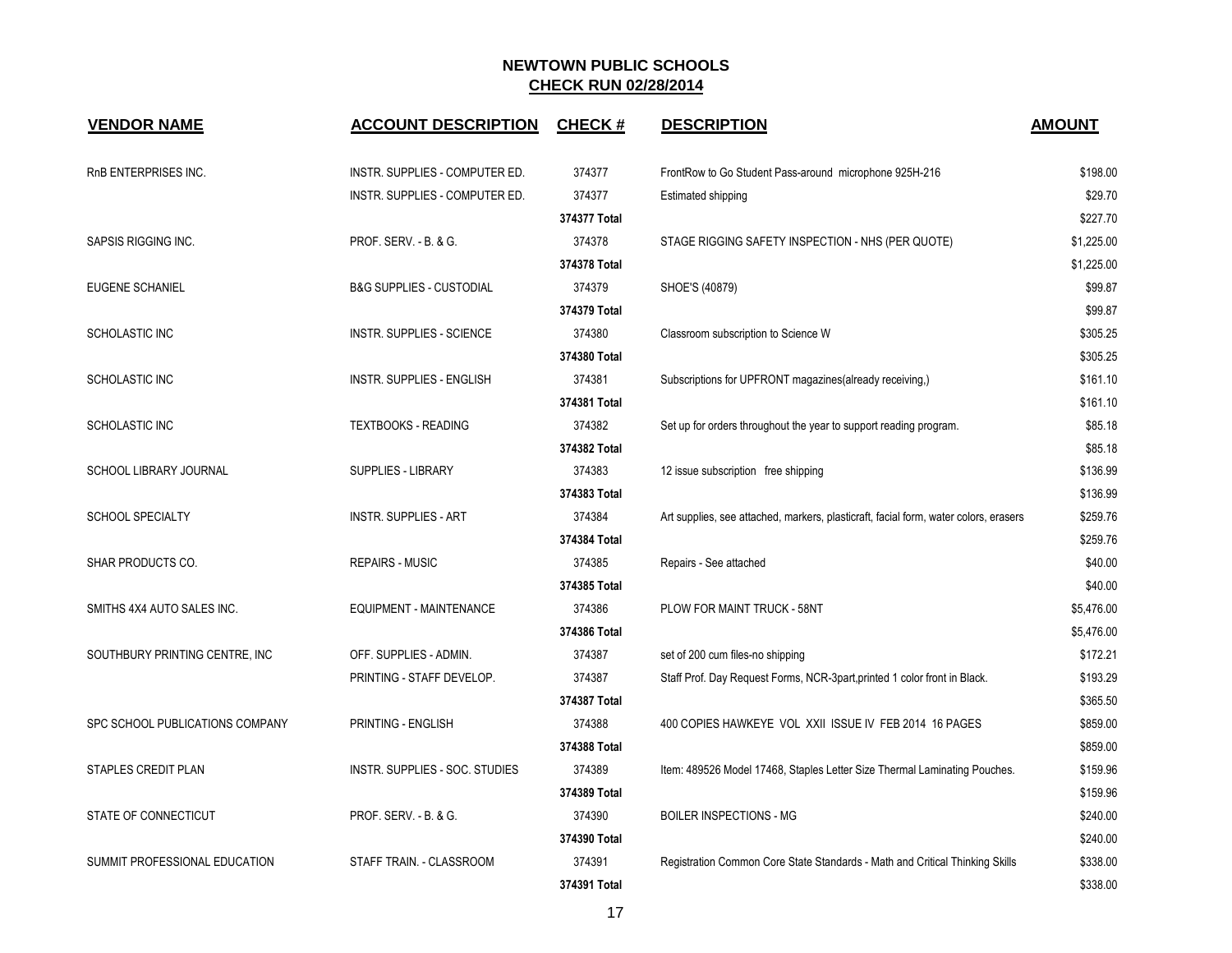## NEWTOWN PUBLIC SCHOOLS
## CHECK RUN 02/28/2014

| VENDOR NAME | ACCOUNT DESCRIPTION | CHECK # | DESCRIPTION | AMOUNT |
|---|---|---|---|---|
| RnB ENTERPRISES INC. | INSTR. SUPPLIES - COMPUTER ED. | 374377 | FrontRow to Go Student Pass-around microphone 925H-216 | $198.00 |
| | INSTR. SUPPLIES - COMPUTER ED. | 374377 | Estimated shipping | $29.70 |
| | | 374377 Total | | $227.70 |
| SAPSIS RIGGING INC. | PROF. SERV. - B. & G. | 374378 | STAGE RIGGING SAFETY INSPECTION - NHS (PER QUOTE) | $1,225.00 |
| | | 374378 Total | | $1,225.00 |
| EUGENE SCHANIEL | B&G SUPPLIES - CUSTODIAL | 374379 | SHOE'S (40879) | $99.87 |
| | | 374379 Total | | $99.87 |
| SCHOLASTIC INC | INSTR. SUPPLIES - SCIENCE | 374380 | Classroom subscription to Science W | $305.25 |
| | | 374380 Total | | $305.25 |
| SCHOLASTIC INC | INSTR. SUPPLIES - ENGLISH | 374381 | Subscriptions for UPFRONT magazines(already receiving,) | $161.10 |
| | | 374381 Total | | $161.10 |
| SCHOLASTIC INC | TEXTBOOKS - READING | 374382 | Set up for orders throughout the year to support reading program. | $85.18 |
| | | 374382 Total | | $85.18 |
| SCHOOL LIBRARY JOURNAL | SUPPLIES - LIBRARY | 374383 | 12 issue subscription free shipping | $136.99 |
| | | 374383 Total | | $136.99 |
| SCHOOL SPECIALTY | INSTR. SUPPLIES - ART | 374384 | Art supplies, see attached, markers, plasticraft, facial form, water colors, erasers | $259.76 |
| | | 374384 Total | | $259.76 |
| SHAR PRODUCTS CO. | REPAIRS - MUSIC | 374385 | Repairs - See attached | $40.00 |
| | | 374385 Total | | $40.00 |
| SMITHS 4X4 AUTO SALES INC. | EQUIPMENT - MAINTENANCE | 374386 | PLOW FOR MAINT TRUCK - 58NT | $5,476.00 |
| | | 374386 Total | | $5,476.00 |
| SOUTHBURY PRINTING CENTRE, INC | OFF. SUPPLIES - ADMIN. | 374387 | set of 200 cum files-no shipping | $172.21 |
| | PRINTING - STAFF DEVELOP. | 374387 | Staff Prof. Day Request Forms, NCR-3part,printed 1 color front in Black. | $193.29 |
| | | 374387 Total | | $365.50 |
| SPC SCHOOL PUBLICATIONS COMPANY | PRINTING - ENGLISH | 374388 | 400 COPIES HAWKEYE VOL XXII ISSUE IV FEB 2014 16 PAGES | $859.00 |
| | | 374388 Total | | $859.00 |
| STAPLES CREDIT PLAN | INSTR. SUPPLIES - SOC. STUDIES | 374389 | Item: 489526 Model 17468, Staples Letter Size Thermal Laminating Pouches. | $159.96 |
| | | 374389 Total | | $159.96 |
| STATE OF CONNECTICUT | PROF. SERV. - B. & G. | 374390 | BOILER INSPECTIONS - MG | $240.00 |
| | | 374390 Total | | $240.00 |
| SUMMIT PROFESSIONAL EDUCATION | STAFF TRAIN. - CLASSROOM | 374391 | Registration Common Core State Standards - Math and Critical Thinking Skills | $338.00 |
| | | 374391 Total | | $338.00 |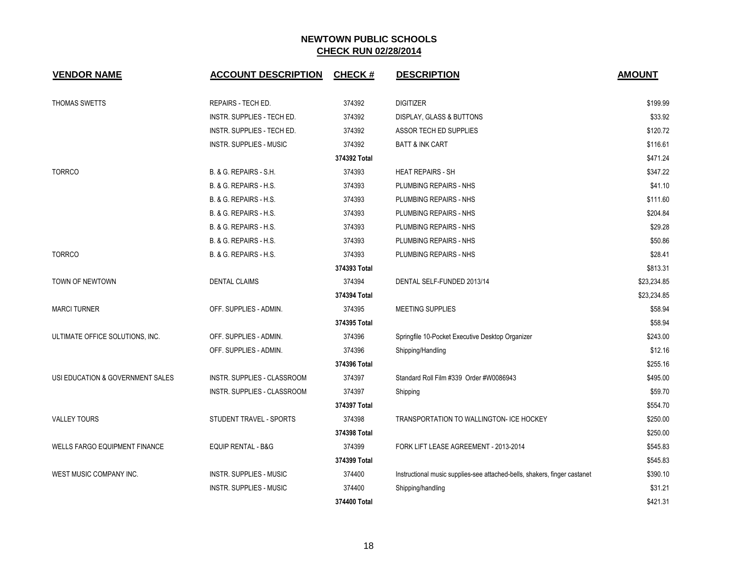# NEWTOWN PUBLIC SCHOOLS

## CHECK RUN 02/28/2014

| VENDOR NAME | ACCOUNT DESCRIPTION | CHECK # | DESCRIPTION | AMOUNT |
|---|---|---|---|---|
| THOMAS SWETTS | REPAIRS - TECH ED. | 374392 | DIGITIZER | $199.99 |
| | INSTR. SUPPLIES - TECH ED. | 374392 | DISPLAY, GLASS & BUTTONS | $33.92 |
| | INSTR. SUPPLIES - TECH ED. | 374392 | ASSOR TECH ED SUPPLIES | $120.72 |
| | INSTR. SUPPLIES - MUSIC | 374392 | BATT & INK CART | $116.61 |
| | | 374392 Total | | $471.24 |
| TORRCO | B. & G. REPAIRS - S.H. | 374393 | HEAT REPAIRS - SH | $347.22 |
| | B. & G. REPAIRS - H.S. | 374393 | PLUMBING REPAIRS - NHS | $41.10 |
| | B. & G. REPAIRS - H.S. | 374393 | PLUMBING REPAIRS - NHS | $111.60 |
| | B. & G. REPAIRS - H.S. | 374393 | PLUMBING REPAIRS - NHS | $204.84 |
| | B. & G. REPAIRS - H.S. | 374393 | PLUMBING REPAIRS - NHS | $29.28 |
| | B. & G. REPAIRS - H.S. | 374393 | PLUMBING REPAIRS - NHS | $50.86 |
| TORRCO | B. & G. REPAIRS - H.S. | 374393 | PLUMBING REPAIRS - NHS | $28.41 |
| | | 374393 Total | | $813.31 |
| TOWN OF NEWTOWN | DENTAL CLAIMS | 374394 | DENTAL SELF-FUNDED 2013/14 | $23,234.85 |
| | | 374394 Total | | $23,234.85 |
| MARCI TURNER | OFF. SUPPLIES - ADMIN. | 374395 | MEETING SUPPLIES | $58.94 |
| | | 374395 Total | | $58.94 |
| ULTIMATE OFFICE SOLUTIONS, INC. | OFF. SUPPLIES - ADMIN. | 374396 | Springfile 10-Pocket Executive Desktop Organizer | $243.00 |
| | OFF. SUPPLIES - ADMIN. | 374396 | Shipping/Handling | $12.16 |
| | | 374396 Total | | $255.16 |
| USI EDUCATION & GOVERNMENT SALES | INSTR. SUPPLIES - CLASSROOM | 374397 | Standard Roll Film #339 Order #W0086943 | $495.00 |
| | INSTR. SUPPLIES - CLASSROOM | 374397 | Shipping | $59.70 |
| | | 374397 Total | | $554.70 |
| VALLEY TOURS | STUDENT TRAVEL - SPORTS | 374398 | TRANSPORTATION TO WALLINGTON- ICE HOCKEY | $250.00 |
| | | 374398 Total | | $250.00 |
| WELLS FARGO EQUIPMENT FINANCE | EQUIP RENTAL - B&G | 374399 | FORK LIFT LEASE AGREEMENT - 2013-2014 | $545.83 |
| | | 374399 Total | | $545.83 |
| WEST MUSIC COMPANY INC. | INSTR. SUPPLIES - MUSIC | 374400 | Instructional music supplies-see attached-bells, shakers, finger castanet | $390.10 |
| | INSTR. SUPPLIES - MUSIC | 374400 | Shipping/handling | $31.21 |
| | | 374400 Total | | $421.31 |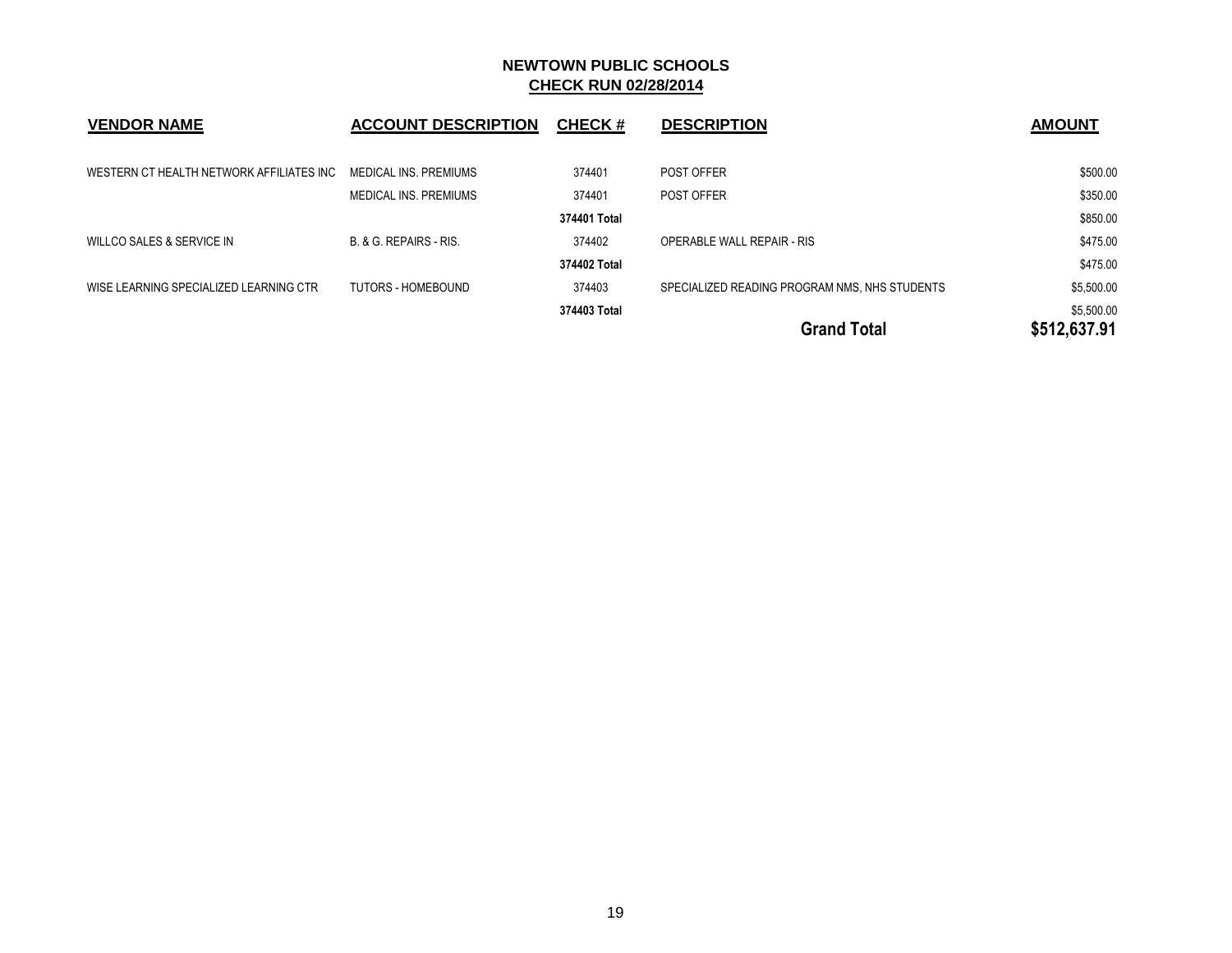**NEWTOWN PUBLIC SCHOOLS**
**CHECK RUN 02/28/2014**

| VENDOR NAME | ACCOUNT DESCRIPTION | CHECK # | DESCRIPTION | AMOUNT |
|---|---|---|---|---|
| WESTERN CT HEALTH NETWORK AFFILIATES INC | MEDICAL INS. PREMIUMS | 374401 | POST OFFER | $500.00 |
| | MEDICAL INS. PREMIUMS | 374401 | POST OFFER | $350.00 |
| | | **374401 Total** | | $850.00 |
| WILLCO SALES & SERVICE IN | B. & G. REPAIRS - RIS. | 374402 | OPERABLE WALL REPAIR - RIS | $475.00 |
| | | **374402 Total** | | $475.00 |
| WISE LEARNING SPECIALIZED LEARNING CTR | TUTORS - HOMEBOUND | 374403 | SPECIALIZED READING PROGRAM NMS, NHS STUDENTS | $5,500.00 |
| | | **374403 Total** | | $5,500.00 |
| | | | **Grand Total** | **$512,637.91** |